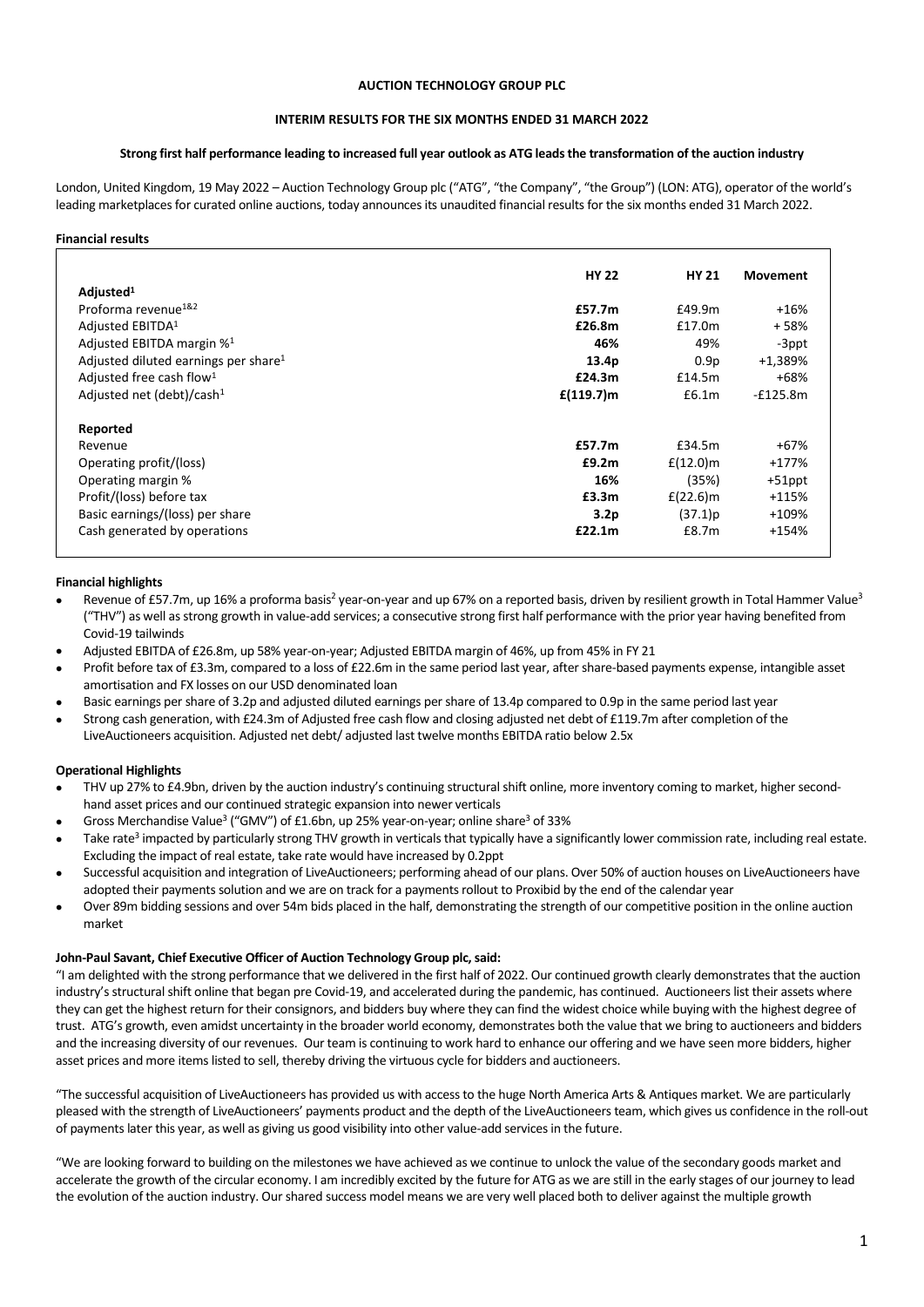**AUCTION TECHNOLOGY GROUP PLC**

**INTERIM RESULTS FOR THE SIX MONTHS ENDED 31 MARCH 2022**

**Strong first half performance leading to increased full year outlook as ATG leads the transformation of the auction industry**

London, United Kingdom, 19 May 2022 – Auction Technology Group plc ("ATG", "the Company", "the Group") (LON: ATG), operator of the world's leading marketplaces for curated online auctions, today announces its unaudited financial results for the six months ended 31 March 2022.

**Financial results**

| | **HY 22** | **HY 21** | **Movement** |
|---|---|---|---|
| **Adjusted[1]** | | | |
| Proforma revenue[1&2] | **£57.7m** | £49.9m | +16% |
| Adjusted EBITDA[1] | **£26.8m** | £17.0m | + 58% |
| Adjusted EBITDA margin %[1] | **46%** | 49% | -3ppt |
| Adjusted diluted earnings per share[1] | **13.4p** | 0.9p | +1,389% |
| Adjusted free cash flow[1] | **£24.3m** | £14.5m | +68% |
| Adjusted net (debt)/cash[1] | **£(119.7)m** | £6.1m | -£125.8m |
| **Reported** | | | |
| Revenue | **£57.7m** | £34.5m | +67% |
| Operating profit/(loss) | **£9.2m** | £(12.0)m | +177% |
| Operating margin % | **16%** | (35%) | +51ppt |
| Profit/(loss) before tax | **£3.3m** | £(22.6)m | +115% |
| Basic earnings/(loss) per share | **3.2p** | (37.1)p | +109% |
| Cash generated by operations | **£22.1m** | £8.7m | +154% |

**Financial highlights**

- Revenue of £57.7m, up 16% a proforma basis[2] year-on-year and up 67% on a reported basis, driven by resilient growth in Total Hammer Value[3] ("THV") as well as strong growth in value-add services; a consecutive strong first half performance with the prior year having benefited from Covid-19 tailwinds
- Adjusted EBITDA of £26.8m, up 58% year-on-year; Adjusted EBITDA margin of 46%, up from 45% in FY 21
- Profit before tax of £3.3m, compared to a loss of £22.6m in the same period last year, after share-based payments expense, intangible asset amortisation and FX losses on our USD denominated loan
- Basic earnings per share of 3.2p and adjusted diluted earnings per share of 13.4p compared to 0.9p in the same period last year
- Strong cash generation, with £24.3m of Adjusted free cash flow and closing adjusted net debt of £119.7m after completion of the LiveAuctioneers acquisition. Adjusted net debt/ adjusted last twelve months EBITDA ratio below 2.5x

**Operational Highlights**

- THV up 27% to £4.9bn, driven by the auction industry's continuing structural shift online, more inventory coming to market, higher second-hand asset prices and our continued strategic expansion into newer verticals
- Gross Merchandise Value[3] ("GMV") of £1.6bn, up 25% year-on-year; online share[3] of 33%
- Take rate[3] impacted by particularly strong THV growth in verticals that typically have a significantly lower commission rate, including real estate. Excluding the impact of real estate, take rate would have increased by 0.2ppt
- Successful acquisition and integration of LiveAuctioneers; performing ahead of our plans. Over 50% of auction houses on LiveAuctioneers have adopted their payments solution and we are on track for a payments rollout to Proxibid by the end of the calendar year
- Over 89m bidding sessions and over 54m bids placed in the half, demonstrating the strength of our competitive position in the online auction market

**John-Paul Savant, Chief Executive Officer of Auction Technology Group plc, said:**

"I am delighted with the strong performance that we delivered in the first half of 2022. Our continued growth clearly demonstrates that the auction industry's structural shift online that began pre Covid-19, and accelerated during the pandemic, has continued. Auctioneers list their assets where they can get the highest return for their consignors, and bidders buy where they can find the widest choice while buying with the highest degree of trust. ATG's growth, even amidst uncertainty in the broader world economy, demonstrates both the value that we bring to auctioneers and bidders and the increasing diversity of our revenues. Our team is continuing to work hard to enhance our offering and we have seen more bidders, higher asset prices and more items listed to sell, thereby driving the virtuous cycle for bidders and auctioneers.

"The successful acquisition of LiveAuctioneers has provided us with access to the huge North America Arts & Antiques market. We are particularly pleased with the strength of LiveAuctioneers' payments product and the depth of the LiveAuctioneers team, which gives us confidence in the roll-out of payments later this year, as well as giving us good visibility into other value-add services in the future.

"We are looking forward to building on the milestones we have achieved as we continue to unlock the value of the secondary goods market and accelerate the growth of the circular economy. I am incredibly excited by the future for ATG as we are still in the early stages of our journey to lead the evolution of the auction industry. Our shared success model means we are very well placed both to deliver against the multiple growth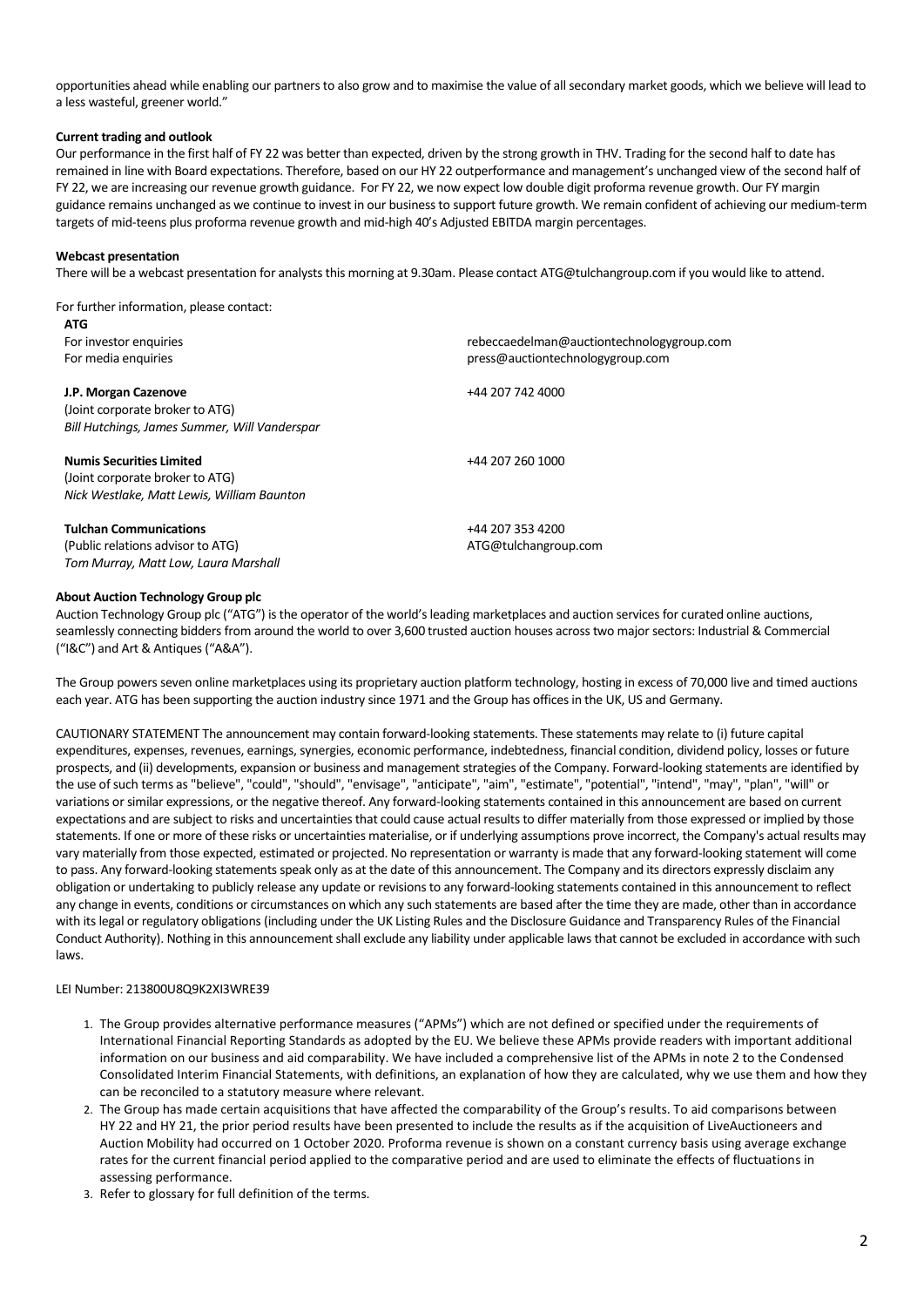opportunities ahead while enabling our partners to also grow and to maximise the value of all secondary market goods, which we believe will lead to a less wasteful, greener world."

**Current trading and outlook**

Our performance in the first half of FY 22 was better than expected, driven by the strong growth in THV. Trading for the second half to date has remained in line with Board expectations. Therefore, based on our HY 22 outperformance and management's unchanged view of the second half of FY 22, we are increasing our revenue growth guidance. For FY 22, we now expect low double digit proforma revenue growth. Our FY margin guidance remains unchanged as we continue to invest in our business to support future growth. We remain confident of achieving our medium-term targets of mid-teens plus proforma revenue growth and mid-high 40's Adjusted EBITDA margin percentages.

**Webcast presentation**

There will be a webcast presentation for analysts this morning at 9.30am. Please contact ATG@tulchangroup.com if you would like to attend.

For further information, please contact:

| | |
|---|---|
| **ATG** | |
| For investor enquiries | rebeccaedelman@auctiontechnologygroup.com |
| For media enquiries | press@auctiontechnologygroup.com |
| | |
| **J.P. Morgan Cazenove** | +44 207 742 4000 |
| (Joint corporate broker to ATG) | |
| *Bill Hutchings, James Summer, Will Vanderspar* | |
| | |
| **Numis Securities Limited** | +44 207 260 1000 |
| (Joint corporate broker to ATG) | |
| *Nick Westlake, Matt Lewis, William Baunton* | |
| | |
| **Tulchan Communications** | +44 207 353 4200 |
| (Public relations advisor to ATG) | ATG@tulchangroup.com |
| *Tom Murray, Matt Low, Laura Marshall* | |

**About Auction Technology Group plc**

Auction Technology Group plc ("ATG") is the operator of the world's leading marketplaces and auction services for curated online auctions, seamlessly connecting bidders from around the world to over 3,600 trusted auction houses across two major sectors: Industrial & Commercial ("I&C") and Art & Antiques ("A&A").

The Group powers seven online marketplaces using its proprietary auction platform technology, hosting in excess of 70,000 live and timed auctions each year. ATG has been supporting the auction industry since 1971 and the Group has offices in the UK, US and Germany.

CAUTIONARY STATEMENT The announcement may contain forward-looking statements. These statements may relate to (i) future capital expenditures, expenses, revenues, earnings, synergies, economic performance, indebtedness, financial condition, dividend policy, losses or future prospects, and (ii) developments, expansion or business and management strategies of the Company. Forward-looking statements are identified by the use of such terms as "believe", "could", "should", "envisage", "anticipate", "aim", "estimate", "potential", "intend", "may", "plan", "will" or variations or similar expressions, or the negative thereof. Any forward-looking statements contained in this announcement are based on current expectations and are subject to risks and uncertainties that could cause actual results to differ materially from those expressed or implied by those statements. If one or more of these risks or uncertainties materialise, or if underlying assumptions prove incorrect, the Company's actual results may vary materially from those expected, estimated or projected. No representation or warranty is made that any forward-looking statement will come to pass. Any forward-looking statements speak only as at the date of this announcement. The Company and its directors expressly disclaim any obligation or undertaking to publicly release any update or revisions to any forward-looking statements contained in this announcement to reflect any change in events, conditions or circumstances on which any such statements are based after the time they are made, other than in accordance with its legal or regulatory obligations (including under the UK Listing Rules and the Disclosure Guidance and Transparency Rules of the Financial Conduct Authority). Nothing in this announcement shall exclude any liability under applicable laws that cannot be excluded in accordance with such laws.

LEI Number: 213800U8Q9K2XI3WRE39

1. The Group provides alternative performance measures ("APMs") which are not defined or specified under the requirements of International Financial Reporting Standards as adopted by the EU. We believe these APMs provide readers with important additional information on our business and aid comparability. We have included a comprehensive list of the APMs in note 2 to the Condensed Consolidated Interim Financial Statements, with definitions, an explanation of how they are calculated, why we use them and how they can be reconciled to a statutory measure where relevant.
2. The Group has made certain acquisitions that have affected the comparability of the Group's results. To aid comparisons between HY 22 and HY 21, the prior period results have been presented to include the results as if the acquisition of LiveAuctioneers and Auction Mobility had occurred on 1 October 2020. Proforma revenue is shown on a constant currency basis using average exchange rates for the current financial period applied to the comparative period and are used to eliminate the effects of fluctuations in assessing performance.
3. Refer to glossary for full definition of the terms.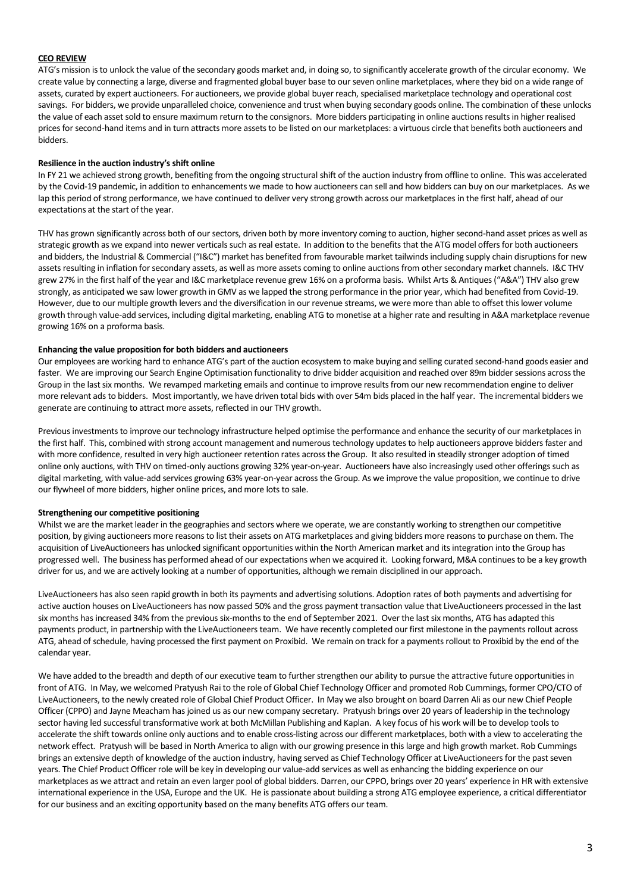## CEO REVIEW

ATG's mission is to unlock the value of the secondary goods market and, in doing so, to significantly accelerate growth of the circular economy. We create value by connecting a large, diverse and fragmented global buyer base to our seven online marketplaces, where they bid on a wide range of assets, curated by expert auctioneers. For auctioneers, we provide global buyer reach, specialised marketplace technology and operational cost savings. For bidders, we provide unparalleled choice, convenience and trust when buying secondary goods online. The combination of these unlocks the value of each asset sold to ensure maximum return to the consignors. More bidders participating in online auctions results in higher realised prices for second-hand items and in turn attracts more assets to be listed on our marketplaces: a virtuous circle that benefits both auctioneers and bidders.

### Resilience in the auction industry's shift online

In FY 21 we achieved strong growth, benefiting from the ongoing structural shift of the auction industry from offline to online. This was accelerated by the Covid-19 pandemic, in addition to enhancements we made to how auctioneers can sell and how bidders can buy on our marketplaces. As we lap this period of strong performance, we have continued to deliver very strong growth across our marketplaces in the first half, ahead of our expectations at the start of the year.

THV has grown significantly across both of our sectors, driven both by more inventory coming to auction, higher second-hand asset prices as well as strategic growth as we expand into newer verticals such as real estate. In addition to the benefits that the ATG model offers for both auctioneers and bidders, the Industrial & Commercial ("I&C") market has benefited from favourable market tailwinds including supply chain disruptions for new assets resulting in inflation for secondary assets, as well as more assets coming to online auctions from other secondary market channels. I&C THV grew 27% in the first half of the year and I&C marketplace revenue grew 16% on a proforma basis. Whilst Arts & Antiques ("A&A") THV also grew strongly, as anticipated we saw lower growth in GMV as we lapped the strong performance in the prior year, which had benefited from Covid-19. However, due to our multiple growth levers and the diversification in our revenue streams, we were more than able to offset this lower volume growth through value-add services, including digital marketing, enabling ATG to monetise at a higher rate and resulting in A&A marketplace revenue growing 16% on a proforma basis.

### Enhancing the value proposition for both bidders and auctioneers

Our employees are working hard to enhance ATG's part of the auction ecosystem to make buying and selling curated second-hand goods easier and faster. We are improving our Search Engine Optimisation functionality to drive bidder acquisition and reached over 89m bidder sessions across the Group in the last six months. We revamped marketing emails and continue to improve results from our new recommendation engine to deliver more relevant ads to bidders. Most importantly, we have driven total bids with over 54m bids placed in the half year. The incremental bidders we generate are continuing to attract more assets, reflected in our THV growth.

Previous investments to improve our technology infrastructure helped optimise the performance and enhance the security of our marketplaces in the first half. This, combined with strong account management and numerous technology updates to help auctioneers approve bidders faster and with more confidence, resulted in very high auctioneer retention rates across the Group. It also resulted in steadily stronger adoption of timed online only auctions, with THV on timed-only auctions growing 32% year-on-year. Auctioneers have also increasingly used other offerings such as digital marketing, with value-add services growing 63% year-on-year across the Group. As we improve the value proposition, we continue to drive our flywheel of more bidders, higher online prices, and more lots to sale.

### Strengthening our competitive positioning

Whilst we are the market leader in the geographies and sectors where we operate, we are constantly working to strengthen our competitive position, by giving auctioneers more reasons to list their assets on ATG marketplaces and giving bidders more reasons to purchase on them. The acquisition of LiveAuctioneers has unlocked significant opportunities within the North American market and its integration into the Group has progressed well. The business has performed ahead of our expectations when we acquired it. Looking forward, M&A continues to be a key growth driver for us, and we are actively looking at a number of opportunities, although we remain disciplined in our approach.

LiveAuctioneers has also seen rapid growth in both its payments and advertising solutions. Adoption rates of both payments and advertising for active auction houses on LiveAuctioneers has now passed 50% and the gross payment transaction value that LiveAuctioneers processed in the last six months has increased 34% from the previous six-months to the end of September 2021. Over the last six months, ATG has adapted this payments product, in partnership with the LiveAuctioneers team. We have recently completed our first milestone in the payments rollout across ATG, ahead of schedule, having processed the first payment on Proxibid. We remain on track for a payments rollout to Proxibid by the end of the calendar year.

We have added to the breadth and depth of our executive team to further strengthen our ability to pursue the attractive future opportunities in front of ATG. In May, we welcomed Pratyush Rai to the role of Global Chief Technology Officer and promoted Rob Cummings, former CPO/CTO of LiveAuctioneers, to the newly created role of Global Chief Product Officer. In May we also brought on board Darren Ali as our new Chief People Officer (CPPO) and Jayne Meacham has joined us as our new company secretary. Pratyush brings over 20 years of leadership in the technology sector having led successful transformative work at both McMillan Publishing and Kaplan. A key focus of his work will be to develop tools to accelerate the shift towards online only auctions and to enable cross-listing across our different marketplaces, both with a view to accelerating the network effect. Pratyush will be based in North America to align with our growing presence in this large and high growth market. Rob Cummings brings an extensive depth of knowledge of the auction industry, having served as Chief Technology Officer at LiveAuctioneers for the past seven years. The Chief Product Officer role will be key in developing our value-add services as well as enhancing the bidding experience on our marketplaces as we attract and retain an even larger pool of global bidders. Darren, our CPPO, brings over 20 years' experience in HR with extensive international experience in the USA, Europe and the UK. He is passionate about building a strong ATG employee experience, a critical differentiator for our business and an exciting opportunity based on the many benefits ATG offers our team.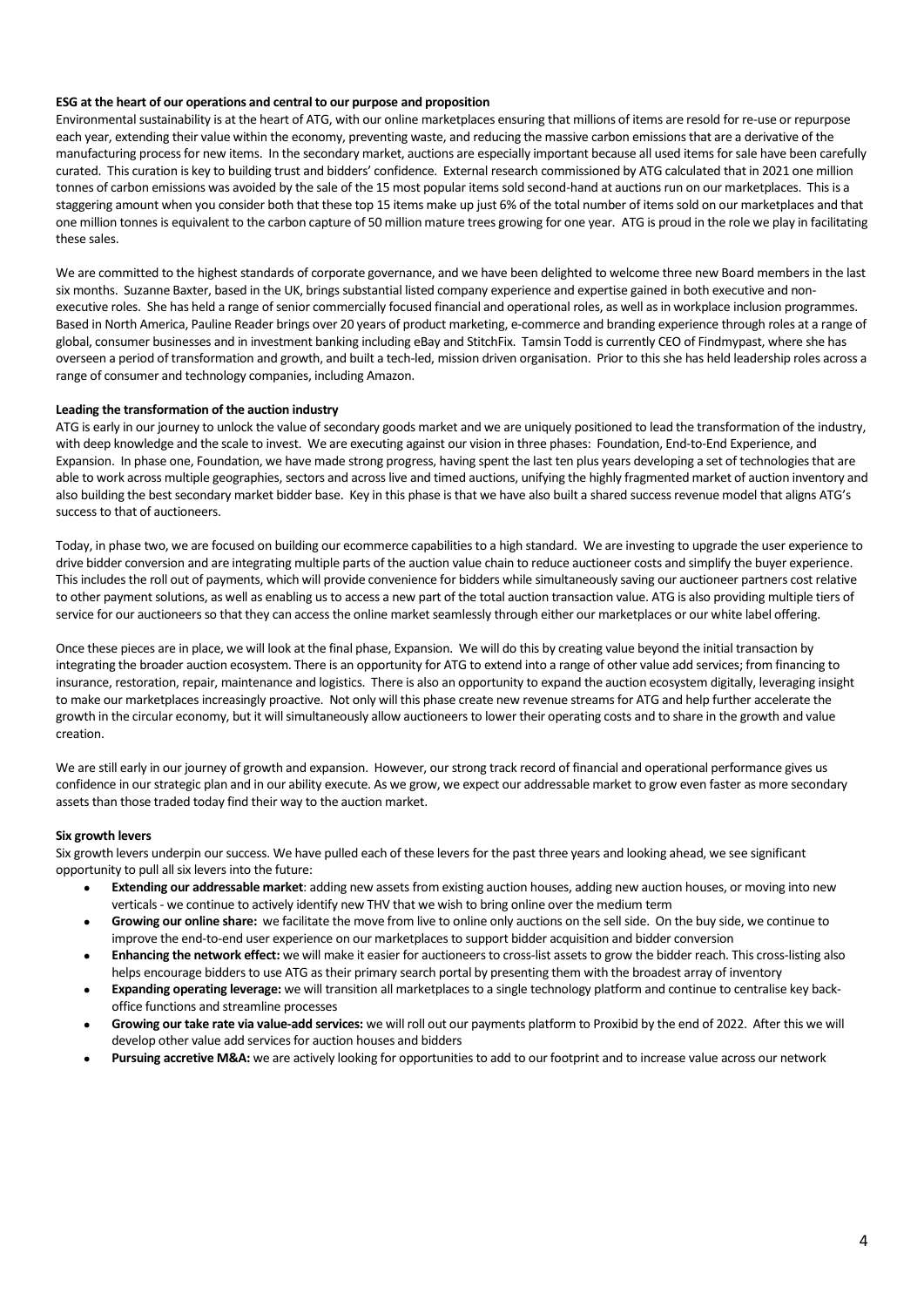**ESG at the heart of our operations and central to our purpose and proposition**

Environmental sustainability is at the heart of ATG, with our online marketplaces ensuring that millions of items are resold for re-use or repurpose each year, extending their value within the economy, preventing waste, and reducing the massive carbon emissions that are a derivative of the manufacturing process for new items. In the secondary market, auctions are especially important because all used items for sale have been carefully curated. This curation is key to building trust and bidders' confidence. External research commissioned by ATG calculated that in 2021 one million tonnes of carbon emissions was avoided by the sale of the 15 most popular items sold second-hand at auctions run on our marketplaces. This is a staggering amount when you consider both that these top 15 items make up just 6% of the total number of items sold on our marketplaces and that one million tonnes is equivalent to the carbon capture of 50 million mature trees growing for one year. ATG is proud in the role we play in facilitating these sales.

We are committed to the highest standards of corporate governance, and we have been delighted to welcome three new Board members in the last six months. Suzanne Baxter, based in the UK, brings substantial listed company experience and expertise gained in both executive and non-executive roles. She has held a range of senior commercially focused financial and operational roles, as well as in workplace inclusion programmes. Based in North America, Pauline Reader brings over 20 years of product marketing, e-commerce and branding experience through roles at a range of global, consumer businesses and in investment banking including eBay and StitchFix. Tamsin Todd is currently CEO of Findmypast, where she has overseen a period of transformation and growth, and built a tech-led, mission driven organisation. Prior to this she has held leadership roles across a range of consumer and technology companies, including Amazon.

**Leading the transformation of the auction industry**

ATG is early in our journey to unlock the value of secondary goods market and we are uniquely positioned to lead the transformation of the industry, with deep knowledge and the scale to invest. We are executing against our vision in three phases: Foundation, End-to-End Experience, and Expansion. In phase one, Foundation, we have made strong progress, having spent the last ten plus years developing a set of technologies that are able to work across multiple geographies, sectors and across live and timed auctions, unifying the highly fragmented market of auction inventory and also building the best secondary market bidder base. Key in this phase is that we have also built a shared success revenue model that aligns ATG's success to that of auctioneers.

Today, in phase two, we are focused on building our ecommerce capabilities to a high standard. We are investing to upgrade the user experience to drive bidder conversion and are integrating multiple parts of the auction value chain to reduce auctioneer costs and simplify the buyer experience. This includes the roll out of payments, which will provide convenience for bidders while simultaneously saving our auctioneer partners cost relative to other payment solutions, as well as enabling us to access a new part of the total auction transaction value. ATG is also providing multiple tiers of service for our auctioneers so that they can access the online market seamlessly through either our marketplaces or our white label offering.

Once these pieces are in place, we will look at the final phase, Expansion. We will do this by creating value beyond the initial transaction by integrating the broader auction ecosystem. There is an opportunity for ATG to extend into a range of other value add services; from financing to insurance, restoration, repair, maintenance and logistics. There is also an opportunity to expand the auction ecosystem digitally, leveraging insight to make our marketplaces increasingly proactive. Not only will this phase create new revenue streams for ATG and help further accelerate the growth in the circular economy, but it will simultaneously allow auctioneers to lower their operating costs and to share in the growth and value creation.

We are still early in our journey of growth and expansion. However, our strong track record of financial and operational performance gives us confidence in our strategic plan and in our ability execute. As we grow, we expect our addressable market to grow even faster as more secondary assets than those traded today find their way to the auction market.

**Six growth levers**

Six growth levers underpin our success. We have pulled each of these levers for the past three years and looking ahead, we see significant opportunity to pull all six levers into the future:

- **Extending our addressable market**: adding new assets from existing auction houses, adding new auction houses, or moving into new verticals - we continue to actively identify new THV that we wish to bring online over the medium term
- **Growing our online share:** we facilitate the move from live to online only auctions on the sell side. On the buy side, we continue to improve the end-to-end user experience on our marketplaces to support bidder acquisition and bidder conversion
- **Enhancing the network effect:** we will make it easier for auctioneers to cross-list assets to grow the bidder reach. This cross-listing also helps encourage bidders to use ATG as their primary search portal by presenting them with the broadest array of inventory
- **Expanding operating leverage:** we will transition all marketplaces to a single technology platform and continue to centralise key back-office functions and streamline processes
- **Growing our take rate via value-add services:** we will roll out our payments platform to Proxibid by the end of 2022. After this we will develop other value add services for auction houses and bidders
- **Pursuing accretive M&A:** we are actively looking for opportunities to add to our footprint and to increase value across our network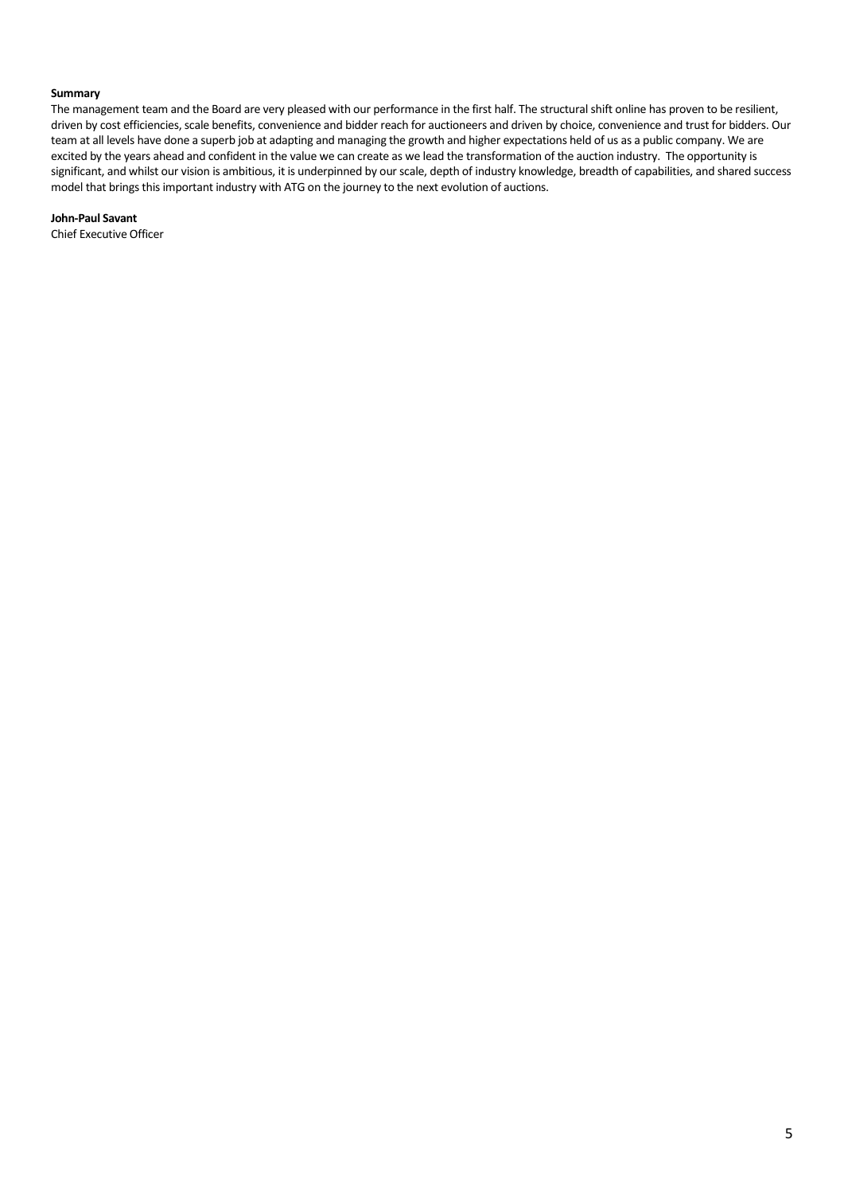**Summary**

The management team and the Board are very pleased with our performance in the first half. The structural shift online has proven to be resilient, driven by cost efficiencies, scale benefits, convenience and bidder reach for auctioneers and driven by choice, convenience and trust for bidders. Our team at all levels have done a superb job at adapting and managing the growth and higher expectations held of us as a public company. We are excited by the years ahead and confident in the value we can create as we lead the transformation of the auction industry. The opportunity is significant, and whilst our vision is ambitious, it is underpinned by our scale, depth of industry knowledge, breadth of capabilities, and shared success model that brings this important industry with ATG on the journey to the next evolution of auctions.

**John-Paul Savant**
Chief Executive Officer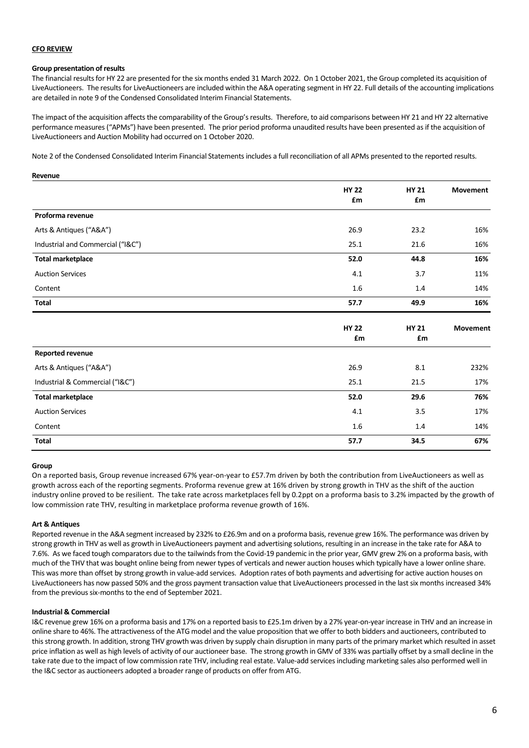## CFO REVIEW

### Group presentation of results

The financial results for HY 22 are presented for the six months ended 31 March 2022. On 1 October 2021, the Group completed its acquisition of LiveAuctioneers. The results for LiveAuctioneers are included within the A&A operating segment in HY 22. Full details of the accounting implications are detailed in note 9 of the Condensed Consolidated Interim Financial Statements.

The impact of the acquisition affects the comparability of the Group's results. Therefore, to aid comparisons between HY 21 and HY 22 alternative performance measures ("APMs") have been presented. The prior period proforma unaudited results have been presented as if the acquisition of LiveAuctioneers and Auction Mobility had occurred on 1 October 2020.

Note 2 of the Condensed Consolidated Interim Financial Statements includes a full reconciliation of all APMs presented to the reported results.

### Revenue

| | HY 22 £m | HY 21 £m | Movement |
|---|---|---|---|
| **Proforma revenue** | | | |
| Arts & Antiques ("A&A") | 26.9 | 23.2 | 16% |
| Industrial and Commercial ("I&C") | 25.1 | 21.6 | 16% |
| **Total marketplace** | **52.0** | **44.8** | **16%** |
| Auction Services | 4.1 | 3.7 | 11% |
| Content | 1.6 | 1.4 | 14% |
| **Total** | **57.7** | **49.9** | **16%** |

| | HY 22 £m | HY 21 £m | Movement |
|---|---|---|---|
| **Reported revenue** | | | |
| Arts & Antiques ("A&A") | 26.9 | 8.1 | 232% |
| Industrial & Commercial ("I&C") | 25.1 | 21.5 | 17% |
| **Total marketplace** | **52.0** | **29.6** | **76%** |
| Auction Services | 4.1 | 3.5 | 17% |
| Content | 1.6 | 1.4 | 14% |
| **Total** | **57.7** | **34.5** | **67%** |

### Group

On a reported basis, Group revenue increased 67% year-on-year to £57.7m driven by both the contribution from LiveAuctioneers as well as growth across each of the reporting segments. Proforma revenue grew at 16% driven by strong growth in THV as the shift of the auction industry online proved to be resilient. The take rate across marketplaces fell by 0.2ppt on a proforma basis to 3.2% impacted by the growth of low commission rate THV, resulting in marketplace proforma revenue growth of 16%.

### Art & Antiques

Reported revenue in the A&A segment increased by 232% to £26.9m and on a proforma basis, revenue grew 16%. The performance was driven by strong growth in THV as well as growth in LiveAuctioneers payment and advertising solutions, resulting in an increase in the take rate for A&A to 7.6%. As we faced tough comparators due to the tailwinds from the Covid-19 pandemic in the prior year, GMV grew 2% on a proforma basis, with much of the THV that was bought online being from newer types of verticals and newer auction houses which typically have a lower online share. This was more than offset by strong growth in value-add services. Adoption rates of both payments and advertising for active auction houses on LiveAuctioneers has now passed 50% and the gross payment transaction value that LiveAuctioneers processed in the last six months increased 34% from the previous six-months to the end of September 2021.

### Industrial & Commercial

I&C revenue grew 16% on a proforma basis and 17% on a reported basis to £25.1m driven by a 27% year-on-year increase in THV and an increase in online share to 46%. The attractiveness of the ATG model and the value proposition that we offer to both bidders and auctioneers, contributed to this strong growth. In addition, strong THV growth was driven by supply chain disruption in many parts of the primary market which resulted in asset price inflation as well as high levels of activity of our auctioneer base. The strong growth in GMV of 33% was partially offset by a small decline in the take rate due to the impact of low commission rate THV, including real estate. Value-add services including marketing sales also performed well in the I&C sector as auctioneers adopted a broader range of products on offer from ATG.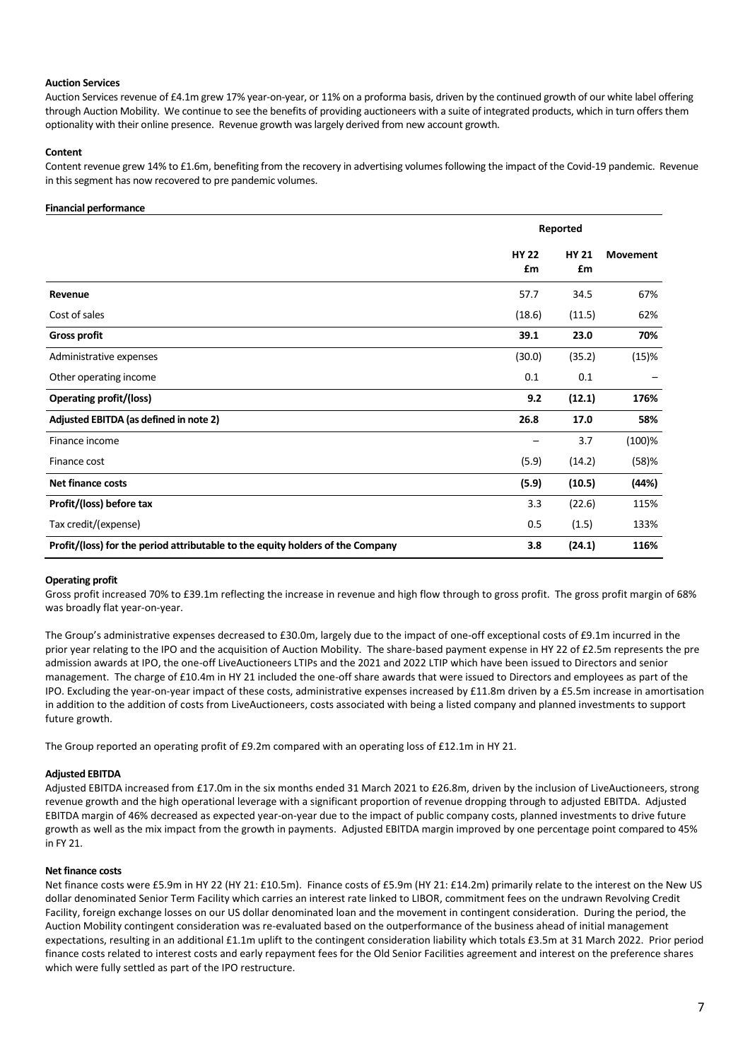**Auction Services**

Auction Services revenue of £4.1m grew 17% year-on-year, or 11% on a proforma basis, driven by the continued growth of our white label offering through Auction Mobility. We continue to see the benefits of providing auctioneers with a suite of integrated products, which in turn offers them optionality with their online presence. Revenue growth was largely derived from new account growth.

**Content**

Content revenue grew 14% to £1.6m, benefiting from the recovery in advertising volumes following the impact of the Covid-19 pandemic. Revenue in this segment has now recovered to pre pandemic volumes.

**Financial performance**

| | Reported | | |
|---|---|---|---|
| | **HY 22 £m** | **HY 21 £m** | **Movement** |
| **Revenue** | 57.7 | 34.5 | 67% |
| Cost of sales | (18.6) | (11.5) | 62% |
| **Gross profit** | **39.1** | **23.0** | **70%** |
| Administrative expenses | (30.0) | (35.2) | (15)% |
| Other operating income | 0.1 | 0.1 | – |
| **Operating profit/(loss)** | **9.2** | **(12.1)** | **176%** |
| **Adjusted EBITDA (as defined in note 2)** | **26.8** | **17.0** | **58%** |
| Finance income | – | 3.7 | (100)% |
| Finance cost | (5.9) | (14.2) | (58)% |
| **Net finance costs** | **(5.9)** | **(10.5)** | **(44%)** |
| **Profit/(loss) before tax** | 3.3 | (22.6) | 115% |
| Tax credit/(expense) | 0.5 | (1.5) | 133% |
| **Profit/(loss) for the period attributable to the equity holders of the Company** | **3.8** | **(24.1)** | **116%** |

**Operating profit**

Gross profit increased 70% to £39.1m reflecting the increase in revenue and high flow through to gross profit. The gross profit margin of 68% was broadly flat year-on-year.

The Group's administrative expenses decreased to £30.0m, largely due to the impact of one-off exceptional costs of £9.1m incurred in the prior year relating to the IPO and the acquisition of Auction Mobility. The share-based payment expense in HY 22 of £2.5m represents the pre admission awards at IPO, the one-off LiveAuctioneers LTIPs and the 2021 and 2022 LTIP which have been issued to Directors and senior management. The charge of £10.4m in HY 21 included the one-off share awards that were issued to Directors and employees as part of the IPO. Excluding the year-on-year impact of these costs, administrative expenses increased by £11.8m driven by a £5.5m increase in amortisation in addition to the addition of costs from LiveAuctioneers, costs associated with being a listed company and planned investments to support future growth.

The Group reported an operating profit of £9.2m compared with an operating loss of £12.1m in HY 21.

**Adjusted EBITDA**

Adjusted EBITDA increased from £17.0m in the six months ended 31 March 2021 to £26.8m, driven by the inclusion of LiveAuctioneers, strong revenue growth and the high operational leverage with a significant proportion of revenue dropping through to adjusted EBITDA. Adjusted EBITDA margin of 46% decreased as expected year-on-year due to the impact of public company costs, planned investments to drive future growth as well as the mix impact from the growth in payments. Adjusted EBITDA margin improved by one percentage point compared to 45% in FY 21.

**Net finance costs**

Net finance costs were £5.9m in HY 22 (HY 21: £10.5m). Finance costs of £5.9m (HY 21: £14.2m) primarily relate to the interest on the New US dollar denominated Senior Term Facility which carries an interest rate linked to LIBOR, commitment fees on the undrawn Revolving Credit Facility, foreign exchange losses on our US dollar denominated loan and the movement in contingent consideration. During the period, the Auction Mobility contingent consideration was re-evaluated based on the outperformance of the business ahead of initial management expectations, resulting in an additional £1.1m uplift to the contingent consideration liability which totals £3.5m at 31 March 2022. Prior period finance costs related to interest costs and early repayment fees for the Old Senior Facilities agreement and interest on the preference shares which were fully settled as part of the IPO restructure.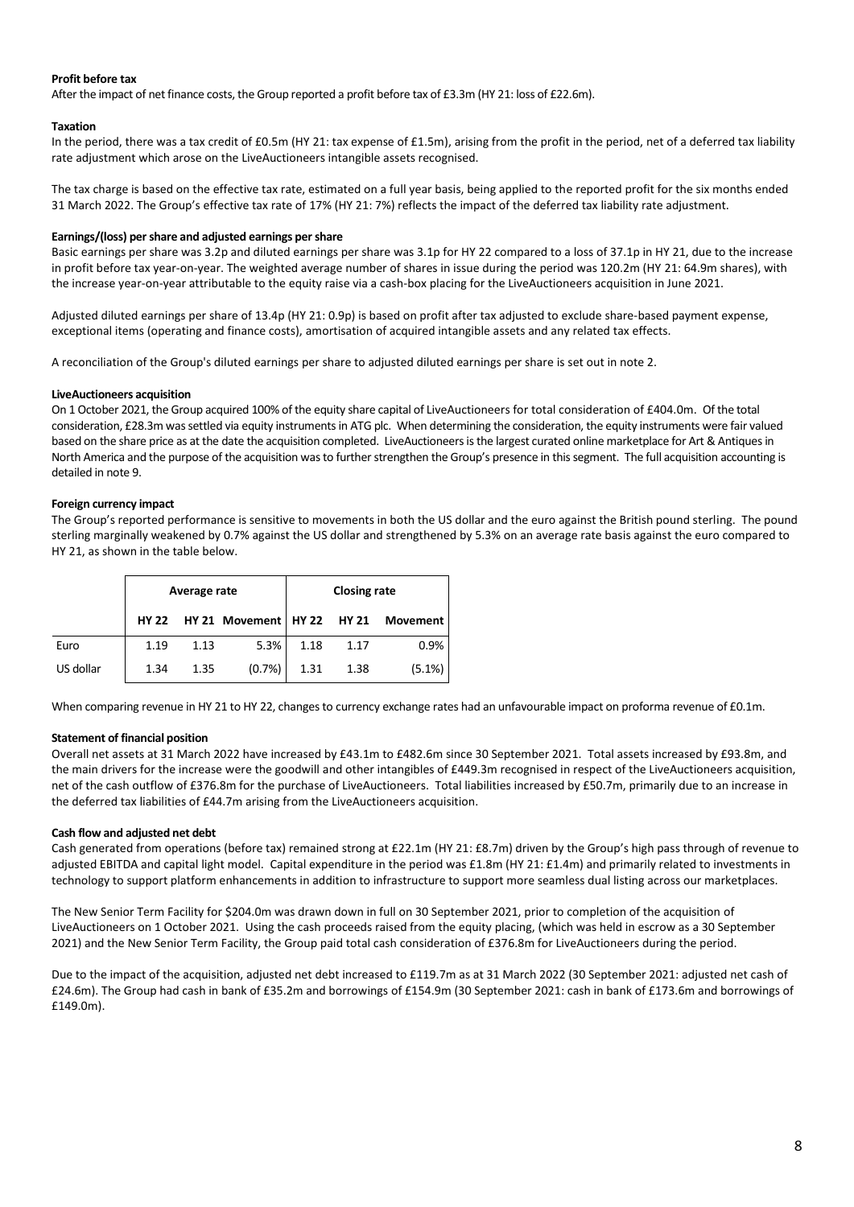**Profit before tax**

After the impact of net finance costs, the Group reported a profit before tax of £3.3m (HY 21: loss of £22.6m).

**Taxation**

In the period, there was a tax credit of £0.5m (HY 21: tax expense of £1.5m), arising from the profit in the period, net of a deferred tax liability rate adjustment which arose on the LiveAuctioneers intangible assets recognised.

The tax charge is based on the effective tax rate, estimated on a full year basis, being applied to the reported profit for the six months ended 31 March 2022. The Group's effective tax rate of 17% (HY 21: 7%) reflects the impact of the deferred tax liability rate adjustment.

**Earnings/(loss) per share and adjusted earnings per share**

Basic earnings per share was 3.2p and diluted earnings per share was 3.1p for HY 22 compared to a loss of 37.1p in HY 21, due to the increase in profit before tax year-on-year. The weighted average number of shares in issue during the period was 120.2m (HY 21: 64.9m shares), with the increase year-on-year attributable to the equity raise via a cash-box placing for the LiveAuctioneers acquisition in June 2021.

Adjusted diluted earnings per share of 13.4p (HY 21: 0.9p) is based on profit after tax adjusted to exclude share-based payment expense, exceptional items (operating and finance costs), amortisation of acquired intangible assets and any related tax effects.

A reconciliation of the Group's diluted earnings per share to adjusted diluted earnings per share is set out in note 2.

**LiveAuctioneers acquisition**

On 1 October 2021, the Group acquired 100% of the equity share capital of LiveAuctioneers for total consideration of £404.0m. Of the total consideration, £28.3m was settled via equity instruments in ATG plc. When determining the consideration, the equity instruments were fair valued based on the share price as at the date the acquisition completed. LiveAuctioneers is the largest curated online marketplace for Art & Antiques in North America and the purpose of the acquisition was to further strengthen the Group's presence in this segment. The full acquisition accounting is detailed in note 9.

**Foreign currency impact**

The Group's reported performance is sensitive to movements in both the US dollar and the euro against the British pound sterling. The pound sterling marginally weakened by 0.7% against the US dollar and strengthened by 5.3% on an average rate basis against the euro compared to HY 21, as shown in the table below.

| | Average rate | | | Closing rate | | |
|---|---|---|---|---|---|---|
| | HY 22 | HY 21 | Movement | HY 22 | HY 21 | Movement |
| Euro | 1.19 | 1.13 | 5.3% | 1.18 | 1.17 | 0.9% |
| US dollar | 1.34 | 1.35 | (0.7%) | 1.31 | 1.38 | (5.1%) |

When comparing revenue in HY 21 to HY 22, changes to currency exchange rates had an unfavourable impact on proforma revenue of £0.1m.

**Statement of financial position**

Overall net assets at 31 March 2022 have increased by £43.1m to £482.6m since 30 September 2021. Total assets increased by £93.8m, and the main drivers for the increase were the goodwill and other intangibles of £449.3m recognised in respect of the LiveAuctioneers acquisition, net of the cash outflow of £376.8m for the purchase of LiveAuctioneers. Total liabilities increased by £50.7m, primarily due to an increase in the deferred tax liabilities of £44.7m arising from the LiveAuctioneers acquisition.

**Cash flow and adjusted net debt**

Cash generated from operations (before tax) remained strong at £22.1m (HY 21: £8.7m) driven by the Group's high pass through of revenue to adjusted EBITDA and capital light model. Capital expenditure in the period was £1.8m (HY 21: £1.4m) and primarily related to investments in technology to support platform enhancements in addition to infrastructure to support more seamless dual listing across our marketplaces.

The New Senior Term Facility for $204.0m was drawn down in full on 30 September 2021, prior to completion of the acquisition of LiveAuctioneers on 1 October 2021. Using the cash proceeds raised from the equity placing, (which was held in escrow as a 30 September 2021) and the New Senior Term Facility, the Group paid total cash consideration of £376.8m for LiveAuctioneers during the period.

Due to the impact of the acquisition, adjusted net debt increased to £119.7m as at 31 March 2022 (30 September 2021: adjusted net cash of £24.6m). The Group had cash in bank of £35.2m and borrowings of £154.9m (30 September 2021: cash in bank of £173.6m and borrowings of £149.0m).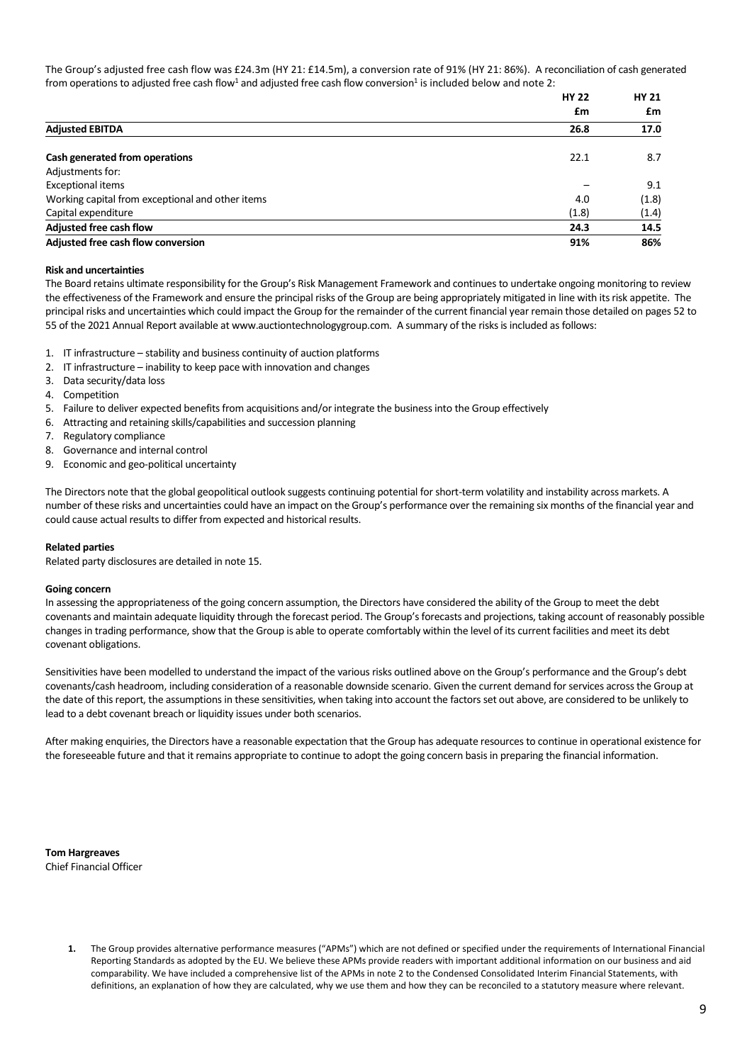The Group's adjusted free cash flow was £24.3m (HY 21: £14.5m), a conversion rate of 91% (HY 21: 86%). A reconciliation of cash generated from operations to adjusted free cash flow[1] and adjusted free cash flow conversion[1] is included below and note 2:

| | HY 22 £m | HY 21 £m |
|---|---|---|
| **Adjusted EBITDA** | **26.8** | **17.0** |
| | | |
| **Cash generated from operations** | 22.1 | 8.7 |
| Adjustments for: | | |
| Exceptional items | – | 9.1 |
| Working capital from exceptional and other items | 4.0 | (1.8) |
| Capital expenditure | (1.8) | (1.4) |
| **Adjusted free cash flow** | **24.3** | **14.5** |
| **Adjusted free cash flow conversion** | **91%** | **86%** |

**Risk and uncertainties**

The Board retains ultimate responsibility for the Group's Risk Management Framework and continues to undertake ongoing monitoring to review the effectiveness of the Framework and ensure the principal risks of the Group are being appropriately mitigated in line with its risk appetite. The principal risks and uncertainties which could impact the Group for the remainder of the current financial year remain those detailed on pages 52 to 55 of the 2021 Annual Report available at www.auctiontechnologygroup.com. A summary of the risks is included as follows:

1. IT infrastructure – stability and business continuity of auction platforms
2. IT infrastructure – inability to keep pace with innovation and changes
3. Data security/data loss
4. Competition
5. Failure to deliver expected benefits from acquisitions and/or integrate the business into the Group effectively
6. Attracting and retaining skills/capabilities and succession planning
7. Regulatory compliance
8. Governance and internal control
9. Economic and geo-political uncertainty

The Directors note that the global geopolitical outlook suggests continuing potential for short-term volatility and instability across markets. A number of these risks and uncertainties could have an impact on the Group's performance over the remaining six months of the financial year and could cause actual results to differ from expected and historical results.

**Related parties**

Related party disclosures are detailed in note 15.

**Going concern**

In assessing the appropriateness of the going concern assumption, the Directors have considered the ability of the Group to meet the debt covenants and maintain adequate liquidity through the forecast period. The Group's forecasts and projections, taking account of reasonably possible changes in trading performance, show that the Group is able to operate comfortably within the level of its current facilities and meet its debt covenant obligations.

Sensitivities have been modelled to understand the impact of the various risks outlined above on the Group's performance and the Group's debt covenants/cash headroom, including consideration of a reasonable downside scenario. Given the current demand for services across the Group at the date of this report, the assumptions in these sensitivities, when taking into account the factors set out above, are considered to be unlikely to lead to a debt covenant breach or liquidity issues under both scenarios.

After making enquiries, the Directors have a reasonable expectation that the Group has adequate resources to continue in operational existence for the foreseeable future and that it remains appropriate to continue to adopt the going concern basis in preparing the financial information.

**Tom Hargreaves**
Chief Financial Officer

1. The Group provides alternative performance measures ("APMs") which are not defined or specified under the requirements of International Financial Reporting Standards as adopted by the EU. We believe these APMs provide readers with important additional information on our business and aid comparability. We have included a comprehensive list of the APMs in note 2 to the Condensed Consolidated Interim Financial Statements, with definitions, an explanation of how they are calculated, why we use them and how they can be reconciled to a statutory measure where relevant.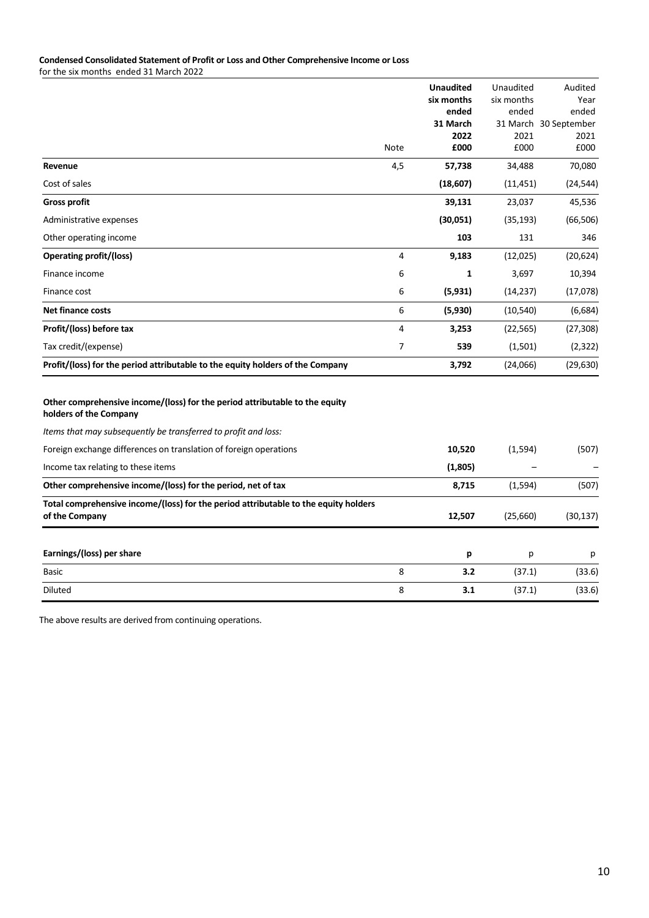**Condensed Consolidated Statement of Profit or Loss and Other Comprehensive Income or Loss**
for the six months ended 31 March 2022

| | Note | **Unaudited six months ended 31 March 2022 £000** | Unaudited six months ended 31 March 2021 £000 | Audited Year ended 30 September 2021 £000 |
|---|---|---|---|---|
| **Revenue** | 4,5 | **57,738** | 34,488 | 70,080 |
| Cost of sales | | **(18,607)** | (11,451) | (24,544) |
| **Gross profit** | | **39,131** | 23,037 | 45,536 |
| Administrative expenses | | **(30,051)** | (35,193) | (66,506) |
| Other operating income | | **103** | 131 | 346 |
| **Operating profit/(loss)** | 4 | **9,183** | (12,025) | (20,624) |
| Finance income | 6 | **1** | 3,697 | 10,394 |
| Finance cost | 6 | **(5,931)** | (14,237) | (17,078) |
| **Net finance costs** | 6 | **(5,930)** | (10,540) | (6,684) |
| **Profit/(loss) before tax** | 4 | **3,253** | (22,565) | (27,308) |
| Tax credit/(expense) | 7 | **539** | (1,501) | (2,322) |
| **Profit/(loss) for the period attributable to the equity holders of the Company** | | **3,792** | (24,066) | (29,630) |
| | | | | |
| **Other comprehensive income/(loss) for the period attributable to the equity holders of the Company** | | | | |
| *Items that may subsequently be transferred to profit and loss:* | | | | |
| Foreign exchange differences on translation of foreign operations | | **10,520** | (1,594) | (507) |
| Income tax relating to these items | | **(1,805)** | – | – |
| **Other comprehensive income/(loss) for the period, net of tax** | | **8,715** | (1,594) | (507) |
| **Total comprehensive income/(loss) for the period attributable to the equity holders of the Company** | | **12,507** | (25,660) | (30,137) |
| | | | | |
| **Earnings/(loss) per share** | | **p** | p | p |
| Basic | 8 | **3.2** | (37.1) | (33.6) |
| Diluted | 8 | **3.1** | (37.1) | (33.6) |

The above results are derived from continuing operations.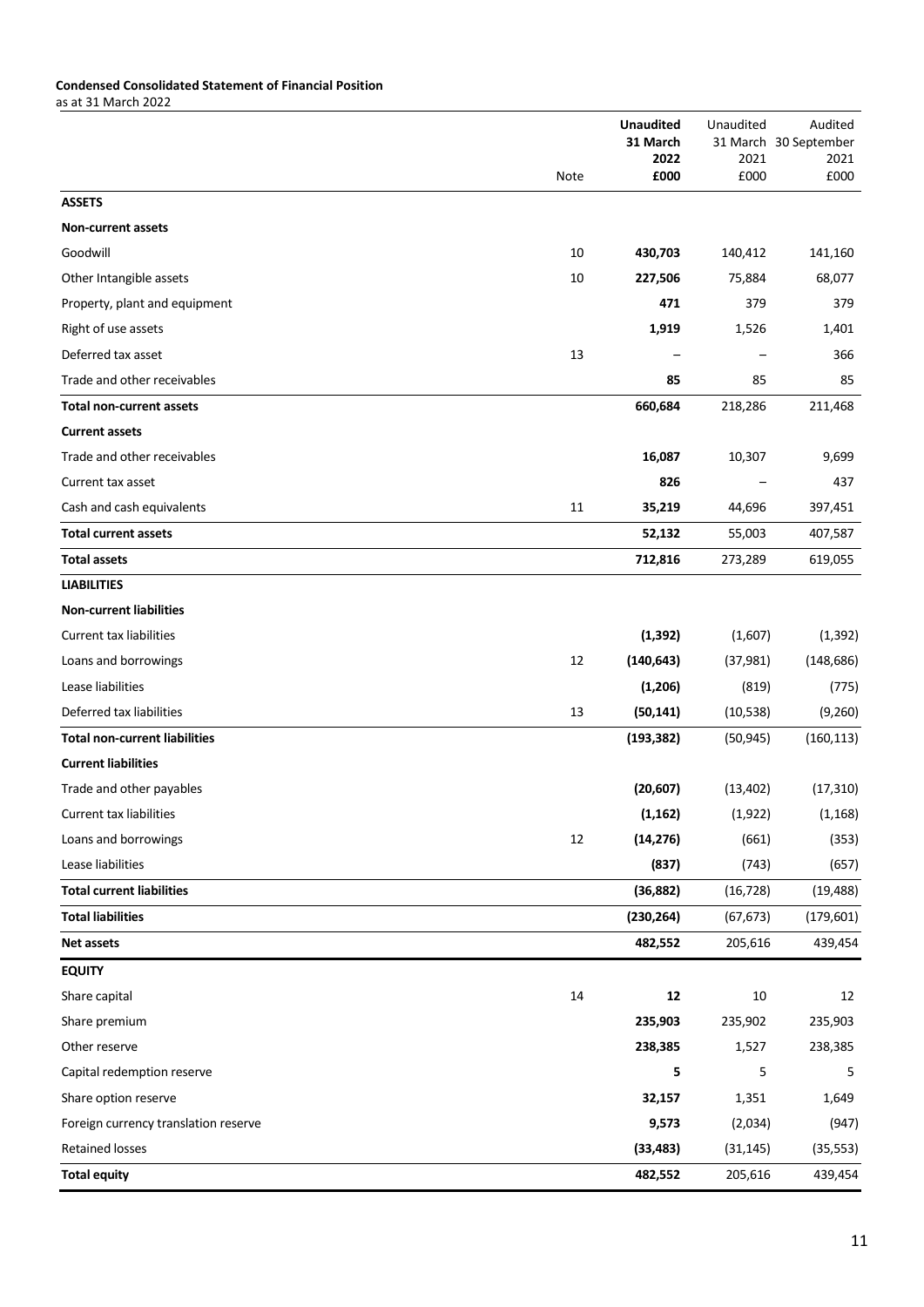**Condensed Consolidated Statement of Financial Position**
as at 31 March 2022

| | Note | **Unaudited 31 March 2022 £000** | Unaudited 31 March 2021 £000 | Audited 30 September 2021 £000 |
|---|---|---|---|---|
| **ASSETS** | | | | |
| **Non-current assets** | | | | |
| Goodwill | 10 | **430,703** | 140,412 | 141,160 |
| Other Intangible assets | 10 | **227,506** | 75,884 | 68,077 |
| Property, plant and equipment | | **471** | 379 | 379 |
| Right of use assets | | **1,919** | 1,526 | 1,401 |
| Deferred tax asset | 13 | **–** | – | 366 |
| Trade and other receivables | | **85** | 85 | 85 |
| **Total non-current assets** | | **660,684** | 218,286 | 211,468 |
| **Current assets** | | | | |
| Trade and other receivables | | **16,087** | 10,307 | 9,699 |
| Current tax asset | | **826** | – | 437 |
| Cash and cash equivalents | 11 | **35,219** | 44,696 | 397,451 |
| **Total current assets** | | **52,132** | 55,003 | 407,587 |
| **Total assets** | | **712,816** | 273,289 | 619,055 |
| **LIABILITIES** | | | | |
| **Non-current liabilities** | | | | |
| Current tax liabilities | | **(1,392)** | (1,607) | (1,392) |
| Loans and borrowings | 12 | **(140,643)** | (37,981) | (148,686) |
| Lease liabilities | | **(1,206)** | (819) | (775) |
| Deferred tax liabilities | 13 | **(50,141)** | (10,538) | (9,260) |
| **Total non-current liabilities** | | **(193,382)** | (50,945) | (160,113) |
| **Current liabilities** | | | | |
| Trade and other payables | | **(20,607)** | (13,402) | (17,310) |
| Current tax liabilities | | **(1,162)** | (1,922) | (1,168) |
| Loans and borrowings | 12 | **(14,276)** | (661) | (353) |
| Lease liabilities | | **(837)** | (743) | (657) |
| **Total current liabilities** | | **(36,882)** | (16,728) | (19,488) |
| **Total liabilities** | | **(230,264)** | (67,673) | (179,601) |
| **Net assets** | | **482,552** | 205,616 | 439,454 |
| **EQUITY** | | | | |
| Share capital | 14 | **12** | 10 | 12 |
| Share premium | | **235,903** | 235,902 | 235,903 |
| Other reserve | | **238,385** | 1,527 | 238,385 |
| Capital redemption reserve | | **5** | 5 | 5 |
| Share option reserve | | **32,157** | 1,351 | 1,649 |
| Foreign currency translation reserve | | **9,573** | (2,034) | (947) |
| Retained losses | | **(33,483)** | (31,145) | (35,553) |
| **Total equity** | | **482,552** | 205,616 | 439,454 |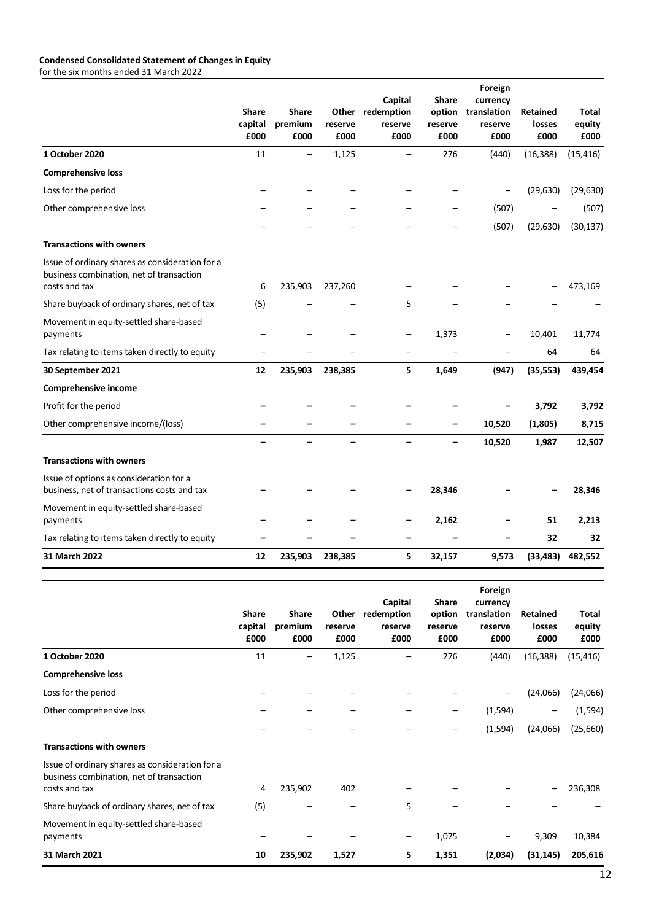**Condensed Consolidated Statement of Changes in Equity**
for the six months ended 31 March 2022

| | Share capital £000 | Share premium £000 | Other reserve £000 | Capital redemption reserve £000 | Share option reserve £000 | Foreign currency translation reserve £000 | Retained losses £000 | Total equity £000 |
|---|---|---|---|---|---|---|---|---|
| **1 October 2020** | 11 | – | 1,125 | – | 276 | (440) | (16,388) | (15,416) |
| **Comprehensive loss** | | | | | | | | |
| Loss for the period | – | – | – | – | – | – | (29,630) | (29,630) |
| Other comprehensive loss | – | – | – | – | – | (507) | – | (507) |
| | – | – | – | – | – | (507) | (29,630) | (30,137) |
| **Transactions with owners** | | | | | | | | |
| Issue of ordinary shares as consideration for a business combination, net of transaction costs and tax | 6 | 235,903 | 237,260 | – | – | – | – | 473,169 |
| Share buyback of ordinary shares, net of tax | (5) | – | – | 5 | – | – | – | – |
| Movement in equity-settled share-based payments | – | – | – | – | 1,373 | – | 10,401 | 11,774 |
| Tax relating to items taken directly to equity | – | – | – | – | – | – | 64 | 64 |
| **30 September 2021** | **12** | **235,903** | **238,385** | **5** | **1,649** | **(947)** | **(35,553)** | **439,454** |
| **Comprehensive income** | | | | | | | | |
| Profit for the period | **–** | **–** | **–** | **–** | **–** | **–** | **3,792** | **3,792** |
| Other comprehensive income/(loss) | **–** | **–** | **–** | **–** | **–** | **10,520** | **(1,805)** | **8,715** |
| | **–** | **–** | **–** | **–** | **–** | **10,520** | **1,987** | **12,507** |
| **Transactions with owners** | | | | | | | | |
| Issue of options as consideration for a business, net of transactions costs and tax | **–** | **–** | **–** | **–** | **28,346** | **–** | **–** | **28,346** |
| Movement in equity-settled share-based payments | **–** | **–** | **–** | **–** | **2,162** | **–** | **51** | **2,213** |
| Tax relating to items taken directly to equity | **–** | **–** | **–** | **–** | **–** | **–** | **32** | **32** |
| **31 March 2022** | **12** | **235,903** | **238,385** | **5** | **32,157** | **9,573** | **(33,483)** | **482,552** |

| | Share capital £000 | Share premium £000 | Other reserve £000 | Capital redemption reserve £000 | Share option reserve £000 | Foreign currency translation reserve £000 | Retained losses £000 | Total equity £000 |
|---|---|---|---|---|---|---|---|---|
| **1 October 2020** | 11 | – | 1,125 | – | 276 | (440) | (16,388) | (15,416) |
| **Comprehensive loss** | | | | | | | | |
| Loss for the period | – | – | – | – | – | – | (24,066) | (24,066) |
| Other comprehensive loss | – | – | – | – | – | (1,594) | – | (1,594) |
| | – | – | – | – | – | (1,594) | (24,066) | (25,660) |
| **Transactions with owners** | | | | | | | | |
| Issue of ordinary shares as consideration for a business combination, net of transaction costs and tax | 4 | 235,902 | 402 | – | – | – | – | 236,308 |
| Share buyback of ordinary shares, net of tax | (5) | – | – | 5 | – | – | – | – |
| Movement in equity-settled share-based payments | – | – | – | – | 1,075 | – | 9,309 | 10,384 |
| **31 March 2021** | **10** | **235,902** | **1,527** | **5** | **1,351** | **(2,034)** | **(31,145)** | **205,616** |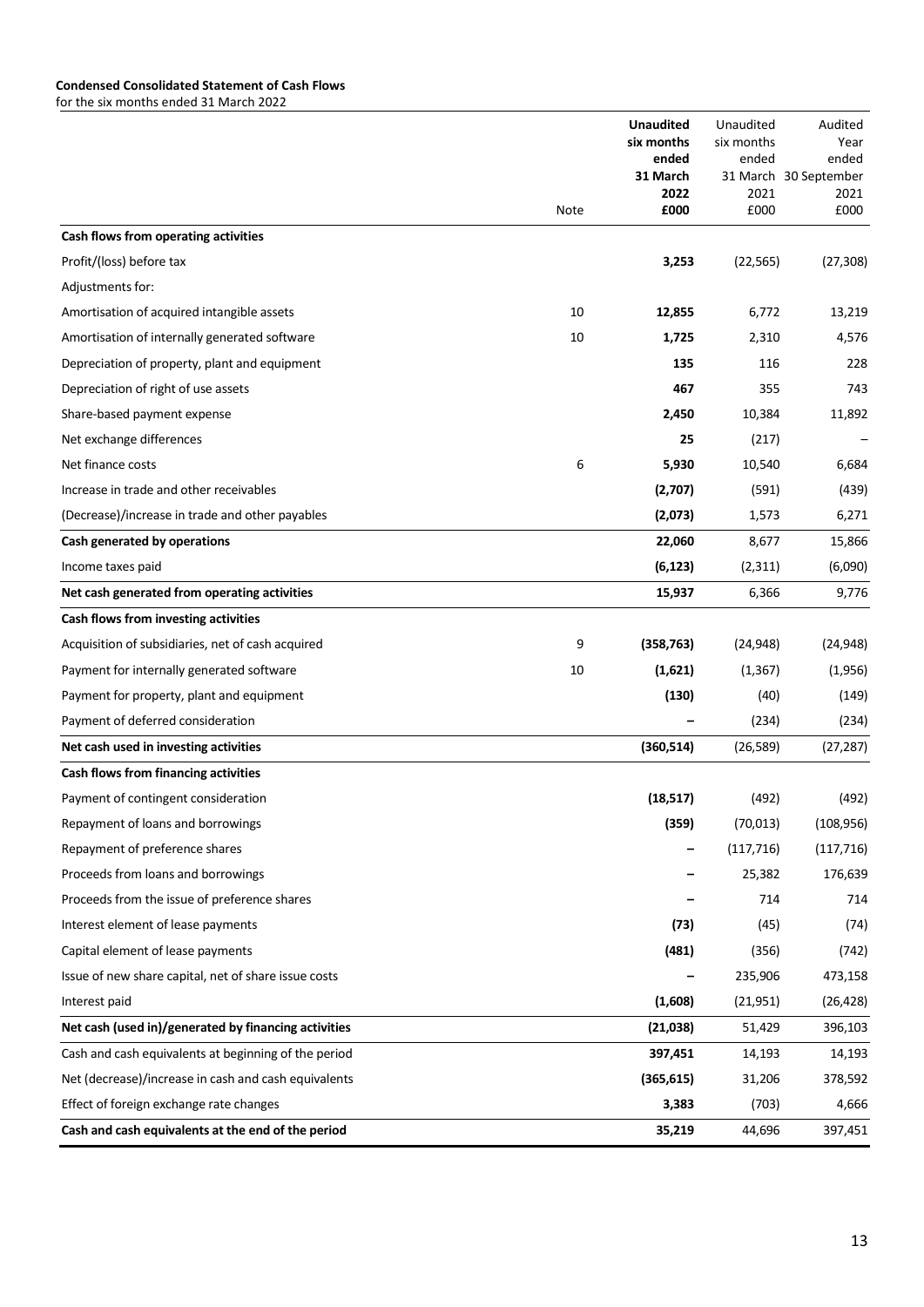**Condensed Consolidated Statement of Cash Flows**
for the six months ended 31 March 2022

| | Note | **Unaudited six months ended 31 March 2022 £000** | Unaudited six months ended 31 March 2021 £000 | Audited Year ended 30 September 2021 £000 |
|---|---|---|---|---|
| **Cash flows from operating activities** | | | | |
| Profit/(loss) before tax | | **3,253** | (22,565) | (27,308) |
| Adjustments for: | | | | |
| Amortisation of acquired intangible assets | 10 | **12,855** | 6,772 | 13,219 |
| Amortisation of internally generated software | 10 | **1,725** | 2,310 | 4,576 |
| Depreciation of property, plant and equipment | | **135** | 116 | 228 |
| Depreciation of right of use assets | | **467** | 355 | 743 |
| Share-based payment expense | | **2,450** | 10,384 | 11,892 |
| Net exchange differences | | **25** | (217) | – |
| Net finance costs | 6 | **5,930** | 10,540 | 6,684 |
| Increase in trade and other receivables | | **(2,707)** | (591) | (439) |
| (Decrease)/increase in trade and other payables | | **(2,073)** | 1,573 | 6,271 |
| **Cash generated by operations** | | **22,060** | 8,677 | 15,866 |
| Income taxes paid | | **(6,123)** | (2,311) | (6,090) |
| **Net cash generated from operating activities** | | **15,937** | 6,366 | 9,776 |
| **Cash flows from investing activities** | | | | |
| Acquisition of subsidiaries, net of cash acquired | 9 | **(358,763)** | (24,948) | (24,948) |
| Payment for internally generated software | 10 | **(1,621)** | (1,367) | (1,956) |
| Payment for property, plant and equipment | | **(130)** | (40) | (149) |
| Payment of deferred consideration | | **–** | (234) | (234) |
| **Net cash used in investing activities** | | **(360,514)** | (26,589) | (27,287) |
| **Cash flows from financing activities** | | | | |
| Payment of contingent consideration | | **(18,517)** | (492) | (492) |
| Repayment of loans and borrowings | | **(359)** | (70,013) | (108,956) |
| Repayment of preference shares | | **–** | (117,716) | (117,716) |
| Proceeds from loans and borrowings | | **–** | 25,382 | 176,639 |
| Proceeds from the issue of preference shares | | **–** | 714 | 714 |
| Interest element of lease payments | | **(73)** | (45) | (74) |
| Capital element of lease payments | | **(481)** | (356) | (742) |
| Issue of new share capital, net of share issue costs | | **–** | 235,906 | 473,158 |
| Interest paid | | **(1,608)** | (21,951) | (26,428) |
| **Net cash (used in)/generated by financing activities** | | **(21,038)** | 51,429 | 396,103 |
| Cash and cash equivalents at beginning of the period | | **397,451** | 14,193 | 14,193 |
| Net (decrease)/increase in cash and cash equivalents | | **(365,615)** | 31,206 | 378,592 |
| Effect of foreign exchange rate changes | | **3,383** | (703) | 4,666 |
| **Cash and cash equivalents at the end of the period** | | **35,219** | 44,696 | 397,451 |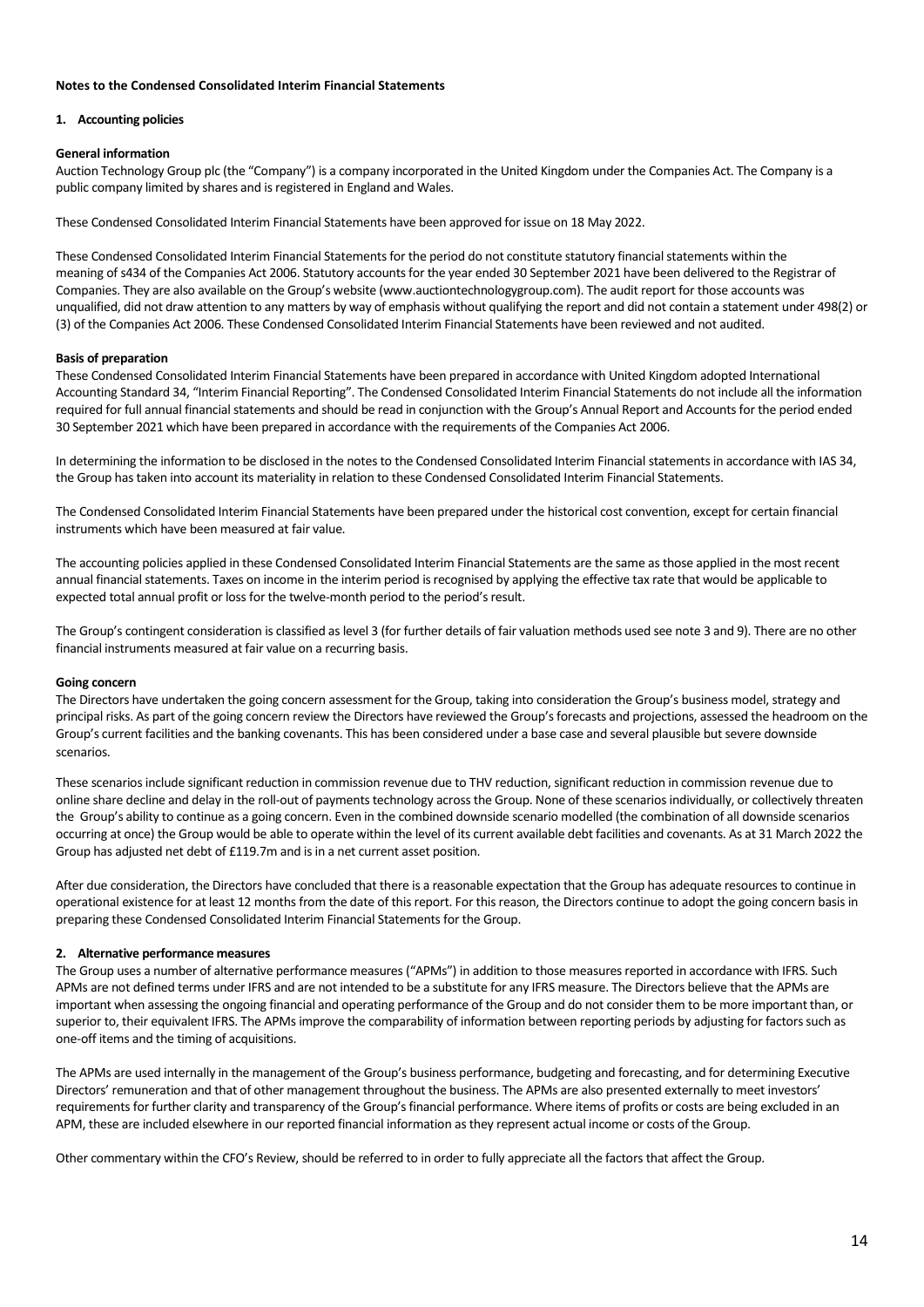**Notes to the Condensed Consolidated Interim Financial Statements**

## 1. Accounting policies

### General information

Auction Technology Group plc (the "Company") is a company incorporated in the United Kingdom under the Companies Act. The Company is a public company limited by shares and is registered in England and Wales.

These Condensed Consolidated Interim Financial Statements have been approved for issue on 18 May 2022.

These Condensed Consolidated Interim Financial Statements for the period do not constitute statutory financial statements within the meaning of s434 of the Companies Act 2006. Statutory accounts for the year ended 30 September 2021 have been delivered to the Registrar of Companies. They are also available on the Group's website (www.auctiontechnologygroup.com). The audit report for those accounts was unqualified, did not draw attention to any matters by way of emphasis without qualifying the report and did not contain a statement under 498(2) or (3) of the Companies Act 2006. These Condensed Consolidated Interim Financial Statements have been reviewed and not audited.

### Basis of preparation

These Condensed Consolidated Interim Financial Statements have been prepared in accordance with United Kingdom adopted International Accounting Standard 34, "Interim Financial Reporting". The Condensed Consolidated Interim Financial Statements do not include all the information required for full annual financial statements and should be read in conjunction with the Group's Annual Report and Accounts for the period ended 30 September 2021 which have been prepared in accordance with the requirements of the Companies Act 2006.

In determining the information to be disclosed in the notes to the Condensed Consolidated Interim Financial statements in accordance with IAS 34, the Group has taken into account its materiality in relation to these Condensed Consolidated Interim Financial Statements.

The Condensed Consolidated Interim Financial Statements have been prepared under the historical cost convention, except for certain financial instruments which have been measured at fair value.

The accounting policies applied in these Condensed Consolidated Interim Financial Statements are the same as those applied in the most recent annual financial statements. Taxes on income in the interim period is recognised by applying the effective tax rate that would be applicable to expected total annual profit or loss for the twelve-month period to the period's result.

The Group's contingent consideration is classified as level 3 (for further details of fair valuation methods used see note 3 and 9). There are no other financial instruments measured at fair value on a recurring basis.

### Going concern

The Directors have undertaken the going concern assessment for the Group, taking into consideration the Group's business model, strategy and principal risks. As part of the going concern review the Directors have reviewed the Group's forecasts and projections, assessed the headroom on the Group's current facilities and the banking covenants. This has been considered under a base case and several plausible but severe downside scenarios.

These scenarios include significant reduction in commission revenue due to THV reduction, significant reduction in commission revenue due to online share decline and delay in the roll-out of payments technology across the Group. None of these scenarios individually, or collectively threaten the Group's ability to continue as a going concern. Even in the combined downside scenario modelled (the combination of all downside scenarios occurring at once) the Group would be able to operate within the level of its current available debt facilities and covenants. As at 31 March 2022 the Group has adjusted net debt of £119.7m and is in a net current asset position.

After due consideration, the Directors have concluded that there is a reasonable expectation that the Group has adequate resources to continue in operational existence for at least 12 months from the date of this report. For this reason, the Directors continue to adopt the going concern basis in preparing these Condensed Consolidated Interim Financial Statements for the Group.

## 2. Alternative performance measures

The Group uses a number of alternative performance measures ("APMs") in addition to those measures reported in accordance with IFRS. Such APMs are not defined terms under IFRS and are not intended to be a substitute for any IFRS measure. The Directors believe that the APMs are important when assessing the ongoing financial and operating performance of the Group and do not consider them to be more important than, or superior to, their equivalent IFRS. The APMs improve the comparability of information between reporting periods by adjusting for factors such as one-off items and the timing of acquisitions.

The APMs are used internally in the management of the Group's business performance, budgeting and forecasting, and for determining Executive Directors' remuneration and that of other management throughout the business. The APMs are also presented externally to meet investors' requirements for further clarity and transparency of the Group's financial performance. Where items of profits or costs are being excluded in an APM, these are included elsewhere in our reported financial information as they represent actual income or costs of the Group.

Other commentary within the CFO's Review, should be referred to in order to fully appreciate all the factors that affect the Group.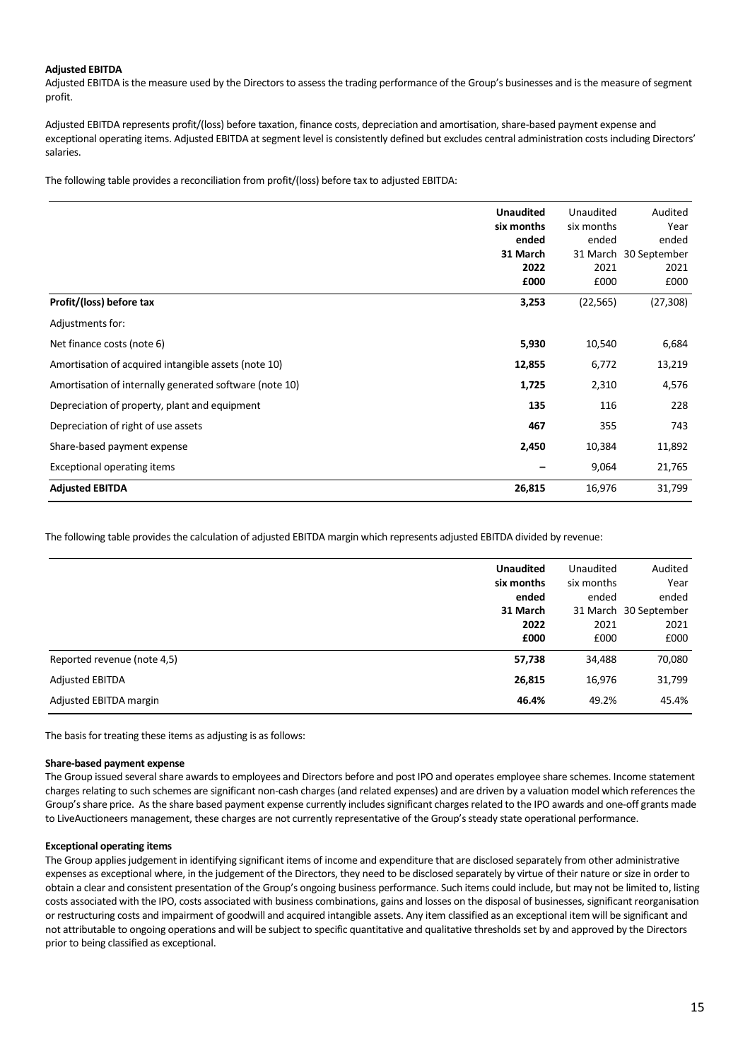**Adjusted EBITDA**

Adjusted EBITDA is the measure used by the Directors to assess the trading performance of the Group's businesses and is the measure of segment profit.

Adjusted EBITDA represents profit/(loss) before taxation, finance costs, depreciation and amortisation, share-based payment expense and exceptional operating items. Adjusted EBITDA at segment level is consistently defined but excludes central administration costs including Directors' salaries.

The following table provides a reconciliation from profit/(loss) before tax to adjusted EBITDA:

| | **Unaudited six months ended 31 March 2022 £000** | Unaudited six months ended 31 March 2021 £000 | Audited Year ended 30 September 2021 £000 |
|---|---|---|---|
| **Profit/(loss) before tax** | **3,253** | (22,565) | (27,308) |
| Adjustments for: | | | |
| Net finance costs (note 6) | **5,930** | 10,540 | 6,684 |
| Amortisation of acquired intangible assets (note 10) | **12,855** | 6,772 | 13,219 |
| Amortisation of internally generated software (note 10) | **1,725** | 2,310 | 4,576 |
| Depreciation of property, plant and equipment | **135** | 116 | 228 |
| Depreciation of right of use assets | **467** | 355 | 743 |
| Share-based payment expense | **2,450** | 10,384 | 11,892 |
| Exceptional operating items | **–** | 9,064 | 21,765 |
| **Adjusted EBITDA** | **26,815** | 16,976 | 31,799 |

The following table provides the calculation of adjusted EBITDA margin which represents adjusted EBITDA divided by revenue:

| | **Unaudited six months ended 31 March 2022 £000** | Unaudited six months ended 31 March 2021 £000 | Audited Year ended 30 September 2021 £000 |
|---|---|---|---|
| Reported revenue (note 4,5) | **57,738** | 34,488 | 70,080 |
| Adjusted EBITDA | **26,815** | 16,976 | 31,799 |
| Adjusted EBITDA margin | **46.4%** | 49.2% | 45.4% |

The basis for treating these items as adjusting is as follows:

**Share-based payment expense**

The Group issued several share awards to employees and Directors before and post IPO and operates employee share schemes. Income statement charges relating to such schemes are significant non-cash charges (and related expenses) and are driven by a valuation model which references the Group's share price. As the share based payment expense currently includes significant charges related to the IPO awards and one-off grants made to LiveAuctioneers management, these charges are not currently representative of the Group's steady state operational performance.

**Exceptional operating items**

The Group applies judgement in identifying significant items of income and expenditure that are disclosed separately from other administrative expenses as exceptional where, in the judgement of the Directors, they need to be disclosed separately by virtue of their nature or size in order to obtain a clear and consistent presentation of the Group's ongoing business performance. Such items could include, but may not be limited to, listing costs associated with the IPO, costs associated with business combinations, gains and losses on the disposal of businesses, significant reorganisation or restructuring costs and impairment of goodwill and acquired intangible assets. Any item classified as an exceptional item will be significant and not attributable to ongoing operations and will be subject to specific quantitative and qualitative thresholds set by and approved by the Directors prior to being classified as exceptional.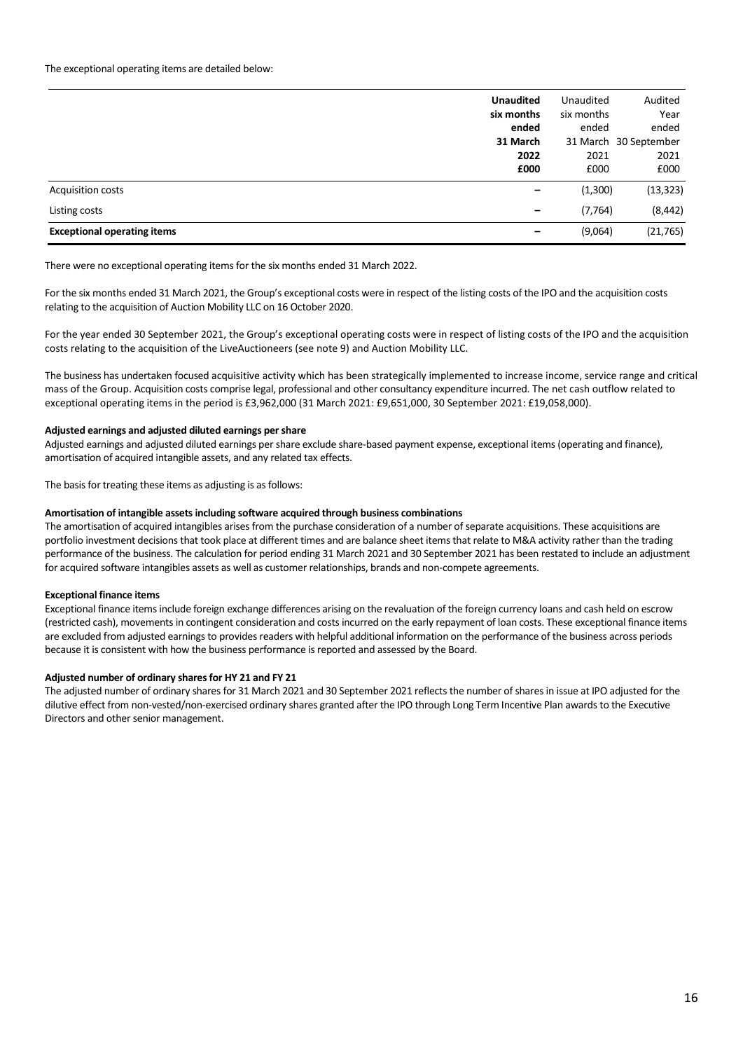The exceptional operating items are detailed below:

| | **Unaudited six months ended 31 March 2022 £000** | Unaudited six months ended 31 March 2021 £000 | Audited Year ended 30 September 2021 £000 |
|---|---|---|---|
| Acquisition costs | – | (1,300) | (13,323) |
| Listing costs | – | (7,764) | (8,442) |
| **Exceptional operating items** | – | (9,064) | (21,765) |

There were no exceptional operating items for the six months ended 31 March 2022.

For the six months ended 31 March 2021, the Group's exceptional costs were in respect of the listing costs of the IPO and the acquisition costs relating to the acquisition of Auction Mobility LLC on 16 October 2020.

For the year ended 30 September 2021, the Group's exceptional operating costs were in respect of listing costs of the IPO and the acquisition costs relating to the acquisition of the LiveAuctioneers (see note 9) and Auction Mobility LLC.

The business has undertaken focused acquisitive activity which has been strategically implemented to increase income, service range and critical mass of the Group. Acquisition costs comprise legal, professional and other consultancy expenditure incurred. The net cash outflow related to exceptional operating items in the period is £3,962,000 (31 March 2021: £9,651,000, 30 September 2021: £19,058,000).

**Adjusted earnings and adjusted diluted earnings per share**

Adjusted earnings and adjusted diluted earnings per share exclude share-based payment expense, exceptional items (operating and finance), amortisation of acquired intangible assets, and any related tax effects.

The basis for treating these items as adjusting is as follows:

**Amortisation of intangible assets including software acquired through business combinations**

The amortisation of acquired intangibles arises from the purchase consideration of a number of separate acquisitions. These acquisitions are portfolio investment decisions that took place at different times and are balance sheet items that relate to M&A activity rather than the trading performance of the business. The calculation for period ending 31 March 2021 and 30 September 2021 has been restated to include an adjustment for acquired software intangibles assets as well as customer relationships, brands and non-compete agreements.

**Exceptional finance items**

Exceptional finance items include foreign exchange differences arising on the revaluation of the foreign currency loans and cash held on escrow (restricted cash), movements in contingent consideration and costs incurred on the early repayment of loan costs. These exceptional finance items are excluded from adjusted earnings to provides readers with helpful additional information on the performance of the business across periods because it is consistent with how the business performance is reported and assessed by the Board.

**Adjusted number of ordinary shares for HY 21 and FY 21**

The adjusted number of ordinary shares for 31 March 2021 and 30 September 2021 reflects the number of shares in issue at IPO adjusted for the dilutive effect from non-vested/non-exercised ordinary shares granted after the IPO through Long Term Incentive Plan awards to the Executive Directors and other senior management.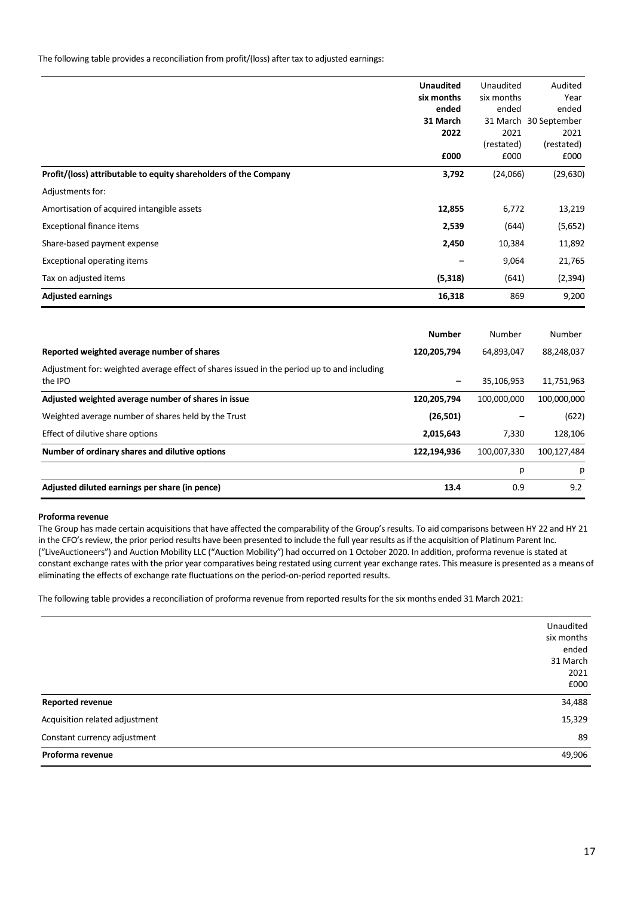The following table provides a reconciliation from profit/(loss) after tax to adjusted earnings:

| | **Unaudited six months ended 31 March 2022 £000** | Unaudited six months ended 31 March 2021 (restated) £000 | Audited Year ended 30 September 2021 (restated) £000 |
|---|---|---|---|
| **Profit/(loss) attributable to equity shareholders of the Company** | **3,792** | (24,066) | (29,630) |
| Adjustments for: | | | |
| Amortisation of acquired intangible assets | **12,855** | 6,772 | 13,219 |
| Exceptional finance items | **2,539** | (644) | (5,652) |
| Share-based payment expense | **2,450** | 10,384 | 11,892 |
| Exceptional operating items | **–** | 9,064 | 21,765 |
| Tax on adjusted items | **(5,318)** | (641) | (2,394) |
| **Adjusted earnings** | **16,318** | 869 | 9,200 |

| | **Number** | Number | Number |
|---|---|---|---|
| **Reported weighted average number of shares** | **120,205,794** | 64,893,047 | 88,248,037 |
| Adjustment for: weighted average effect of shares issued in the period up to and including the IPO | **–** | 35,106,953 | 11,751,963 |
| **Adjusted weighted average number of shares in issue** | **120,205,794** | 100,000,000 | 100,000,000 |
| Weighted average number of shares held by the Trust | **(26,501)** | – | (622) |
| Effect of dilutive share options | **2,015,643** | 7,330 | 128,106 |
| **Number of ordinary shares and dilutive options** | **122,194,936** | 100,007,330 | 100,127,484 |
| | | p | p |
| **Adjusted diluted earnings per share (in pence)** | **13.4** | 0.9 | 9.2 |

**Proforma revenue**

The Group has made certain acquisitions that have affected the comparability of the Group's results. To aid comparisons between HY 22 and HY 21 in the CFO's review, the prior period results have been presented to include the full year results as if the acquisition of Platinum Parent Inc. ("LiveAuctioneers") and Auction Mobility LLC ("Auction Mobility") had occurred on 1 October 2020. In addition, proforma revenue is stated at constant exchange rates with the prior year comparatives being restated using current year exchange rates. This measure is presented as a means of eliminating the effects of exchange rate fluctuations on the period-on-period reported results.

The following table provides a reconciliation of proforma revenue from reported results for the six months ended 31 March 2021:

| | Unaudited six months ended 31 March 2021 £000 |
|---|---|
| **Reported revenue** | 34,488 |
| Acquisition related adjustment | 15,329 |
| Constant currency adjustment | 89 |
| **Proforma revenue** | 49,906 |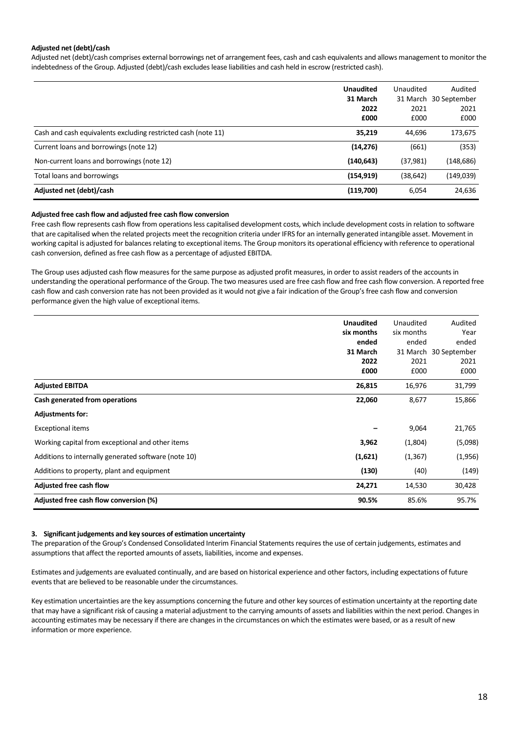**Adjusted net (debt)/cash**

Adjusted net (debt)/cash comprises external borrowings net of arrangement fees, cash and cash equivalents and allows management to monitor the indebtedness of the Group. Adjusted (debt)/cash excludes lease liabilities and cash held in escrow (restricted cash).

| | **Unaudited 31 March 2022 £000** | Unaudited 31 March 2021 £000 | Audited 30 September 2021 £000 |
|---|---|---|---|
| Cash and cash equivalents excluding restricted cash (note 11) | **35,219** | 44,696 | 173,675 |
| Current loans and borrowings (note 12) | **(14,276)** | (661) | (353) |
| Non-current loans and borrowings (note 12) | **(140,643)** | (37,981) | (148,686) |
| Total loans and borrowings | **(154,919)** | (38,642) | (149,039) |
| **Adjusted net (debt)/cash** | **(119,700)** | 6,054 | 24,636 |

**Adjusted free cash flow and adjusted free cash flow conversion**

Free cash flow represents cash flow from operations less capitalised development costs, which include development costs in relation to software that are capitalised when the related projects meet the recognition criteria under IFRS for an internally generated intangible asset. Movement in working capital is adjusted for balances relating to exceptional items. The Group monitors its operational efficiency with reference to operational cash conversion, defined as free cash flow as a percentage of adjusted EBITDA.

The Group uses adjusted cash flow measures for the same purpose as adjusted profit measures, in order to assist readers of the accounts in understanding the operational performance of the Group. The two measures used are free cash flow and free cash flow conversion. A reported free cash flow and cash conversion rate has not been provided as it would not give a fair indication of the Group's free cash flow and conversion performance given the high value of exceptional items.

| | **Unaudited six months ended 31 March 2022 £000** | Unaudited six months ended 31 March 2021 £000 | Audited Year ended 30 September 2021 £000 |
|---|---|---|---|
| **Adjusted EBITDA** | **26,815** | 16,976 | 31,799 |
| **Cash generated from operations** | **22,060** | 8,677 | 15,866 |
| **Adjustments for:** | | | |
| Exceptional items | **–** | 9,064 | 21,765 |
| Working capital from exceptional and other items | **3,962** | (1,804) | (5,098) |
| Additions to internally generated software (note 10) | **(1,621)** | (1,367) | (1,956) |
| Additions to property, plant and equipment | **(130)** | (40) | (149) |
| **Adjusted free cash flow** | **24,271** | 14,530 | 30,428 |
| **Adjusted free cash flow conversion (%)** | **90.5%** | 85.6% | 95.7% |

**3. Significant judgements and key sources of estimation uncertainty**

The preparation of the Group's Condensed Consolidated Interim Financial Statements requires the use of certain judgements, estimates and assumptions that affect the reported amounts of assets, liabilities, income and expenses.

Estimates and judgements are evaluated continually, and are based on historical experience and other factors, including expectations of future events that are believed to be reasonable under the circumstances.

Key estimation uncertainties are the key assumptions concerning the future and other key sources of estimation uncertainty at the reporting date that may have a significant risk of causing a material adjustment to the carrying amounts of assets and liabilities within the next period. Changes in accounting estimates may be necessary if there are changes in the circumstances on which the estimates were based, or as a result of new information or more experience.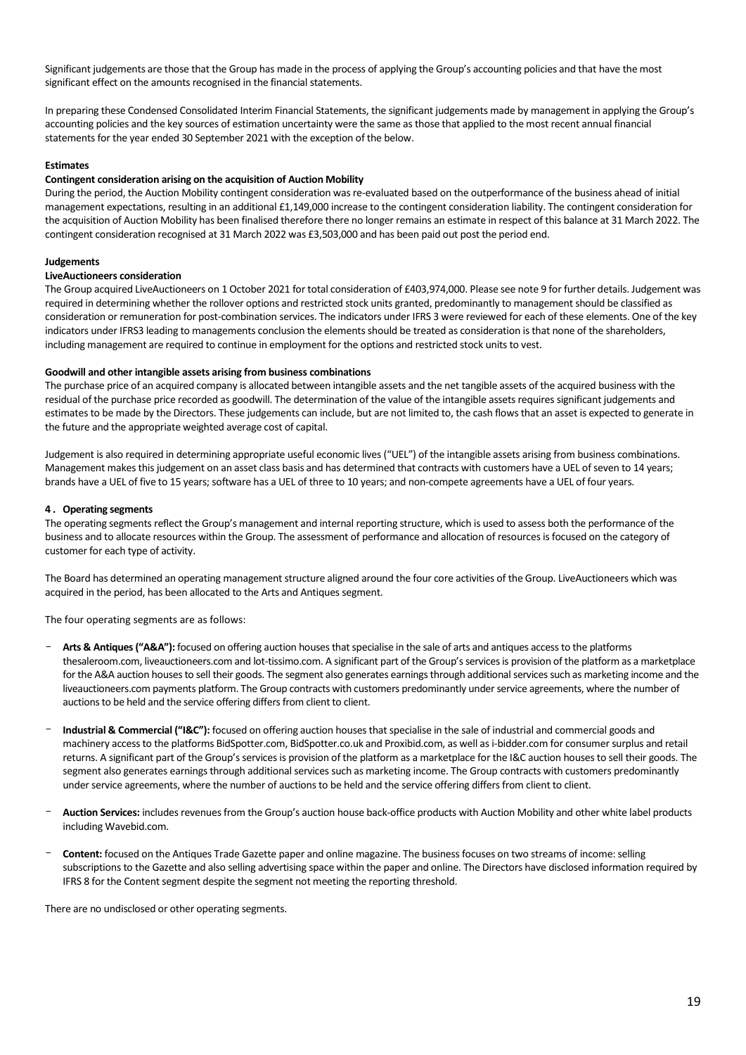Significant judgements are those that the Group has made in the process of applying the Group's accounting policies and that have the most significant effect on the amounts recognised in the financial statements.

In preparing these Condensed Consolidated Interim Financial Statements, the significant judgements made by management in applying the Group's accounting policies and the key sources of estimation uncertainty were the same as those that applied to the most recent annual financial statements for the year ended 30 September 2021 with the exception of the below.

**Estimates**

**Contingent consideration arising on the acquisition of Auction Mobility**

During the period, the Auction Mobility contingent consideration was re-evaluated based on the outperformance of the business ahead of initial management expectations, resulting in an additional £1,149,000 increase to the contingent consideration liability. The contingent consideration for the acquisition of Auction Mobility has been finalised therefore there no longer remains an estimate in respect of this balance at 31 March 2022. The contingent consideration recognised at 31 March 2022 was £3,503,000 and has been paid out post the period end.

**Judgements**

**LiveAuctioneers consideration**

The Group acquired LiveAuctioneers on 1 October 2021 for total consideration of £403,974,000. Please see note 9 for further details. Judgement was required in determining whether the rollover options and restricted stock units granted, predominantly to management should be classified as consideration or remuneration for post-combination services. The indicators under IFRS 3 were reviewed for each of these elements. One of the key indicators under IFRS3 leading to managements conclusion the elements should be treated as consideration is that none of the shareholders, including management are required to continue in employment for the options and restricted stock units to vest.

**Goodwill and other intangible assets arising from business combinations**

The purchase price of an acquired company is allocated between intangible assets and the net tangible assets of the acquired business with the residual of the purchase price recorded as goodwill. The determination of the value of the intangible assets requires significant judgements and estimates to be made by the Directors. These judgements can include, but are not limited to, the cash flows that an asset is expected to generate in the future and the appropriate weighted average cost of capital.

Judgement is also required in determining appropriate useful economic lives ("UEL") of the intangible assets arising from business combinations. Management makes this judgement on an asset class basis and has determined that contracts with customers have a UEL of seven to 14 years; brands have a UEL of five to 15 years; software has a UEL of three to 10 years; and non-compete agreements have a UEL of four years.

**4. Operating segments**

The operating segments reflect the Group's management and internal reporting structure, which is used to assess both the performance of the business and to allocate resources within the Group. The assessment of performance and allocation of resources is focused on the category of customer for each type of activity.

The Board has determined an operating management structure aligned around the four core activities of the Group. LiveAuctioneers which was acquired in the period, has been allocated to the Arts and Antiques segment.

The four operating segments are as follows:

- **Arts & Antiques ("A&A"):** focused on offering auction houses that specialise in the sale of arts and antiques access to the platforms thesaleroom.com, liveauctioneers.com and lot-tissimo.com. A significant part of the Group's services is provision of the platform as a marketplace for the A&A auction houses to sell their goods. The segment also generates earnings through additional services such as marketing income and the liveauctioneers.com payments platform. The Group contracts with customers predominantly under service agreements, where the number of auctions to be held and the service offering differs from client to client.

- **Industrial & Commercial ("I&C"):** focused on offering auction houses that specialise in the sale of industrial and commercial goods and machinery access to the platforms BidSpotter.com, BidSpotter.co.uk and Proxibid.com, as well as i-bidder.com for consumer surplus and retail returns. A significant part of the Group's services is provision of the platform as a marketplace for the I&C auction houses to sell their goods. The segment also generates earnings through additional services such as marketing income. The Group contracts with customers predominantly under service agreements, where the number of auctions to be held and the service offering differs from client to client.

- **Auction Services:** includes revenues from the Group's auction house back-office products with Auction Mobility and other white label products including Wavebid.com.

- **Content:** focused on the Antiques Trade Gazette paper and online magazine. The business focuses on two streams of income: selling subscriptions to the Gazette and also selling advertising space within the paper and online. The Directors have disclosed information required by IFRS 8 for the Content segment despite the segment not meeting the reporting threshold.

There are no undisclosed or other operating segments.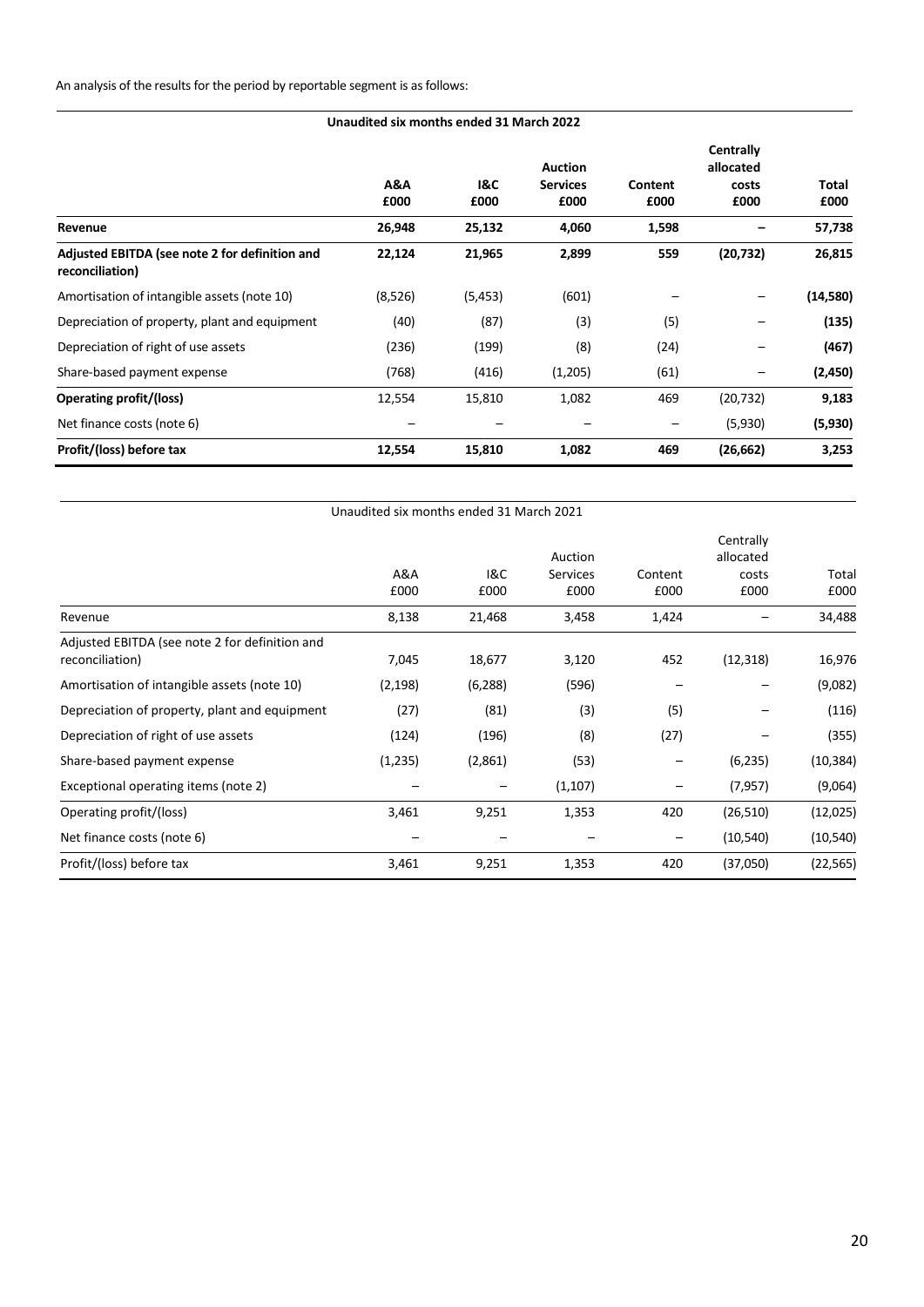An analysis of the results for the period by reportable segment is as follows:

| **Unaudited six months ended 31 March 2022** | **A&A £000** | **I&C £000** | **Auction Services £000** | **Content £000** | **Centrally allocated costs £000** | **Total £000** |
|---|---|---|---|---|---|---|
| **Revenue** | **26,948** | **25,132** | **4,060** | **1,598** | **–** | **57,738** |
| **Adjusted EBITDA (see note 2 for definition and reconciliation)** | **22,124** | **21,965** | **2,899** | **559** | **(20,732)** | **26,815** |
| Amortisation of intangible assets (note 10) | (8,526) | (5,453) | (601) | – | – | **(14,580)** |
| Depreciation of property, plant and equipment | (40) | (87) | (3) | (5) | – | **(135)** |
| Depreciation of right of use assets | (236) | (199) | (8) | (24) | – | **(467)** |
| Share-based payment expense | (768) | (416) | (1,205) | (61) | – | **(2,450)** |
| **Operating profit/(loss)** | 12,554 | 15,810 | 1,082 | 469 | (20,732) | **9,183** |
| Net finance costs (note 6) | – | – | – | – | (5,930) | **(5,930)** |
| **Profit/(loss) before tax** | **12,554** | **15,810** | **1,082** | **469** | **(26,662)** | **3,253** |

| Unaudited six months ended 31 March 2021 | A&A £000 | I&C £000 | Auction Services £000 | Content £000 | Centrally allocated costs £000 | Total £000 |
|---|---|---|---|---|---|---|
| Revenue | 8,138 | 21,468 | 3,458 | 1,424 | – | 34,488 |
| Adjusted EBITDA (see note 2 for definition and reconciliation) | 7,045 | 18,677 | 3,120 | 452 | (12,318) | 16,976 |
| Amortisation of intangible assets (note 10) | (2,198) | (6,288) | (596) | – | – | (9,082) |
| Depreciation of property, plant and equipment | (27) | (81) | (3) | (5) | – | (116) |
| Depreciation of right of use assets | (124) | (196) | (8) | (27) | – | (355) |
| Share-based payment expense | (1,235) | (2,861) | (53) | – | (6,235) | (10,384) |
| Exceptional operating items (note 2) | – | – | (1,107) | – | (7,957) | (9,064) |
| Operating profit/(loss) | 3,461 | 9,251 | 1,353 | 420 | (26,510) | (12,025) |
| Net finance costs (note 6) | – | – | – | – | (10,540) | (10,540) |
| Profit/(loss) before tax | 3,461 | 9,251 | 1,353 | 420 | (37,050) | (22,565) |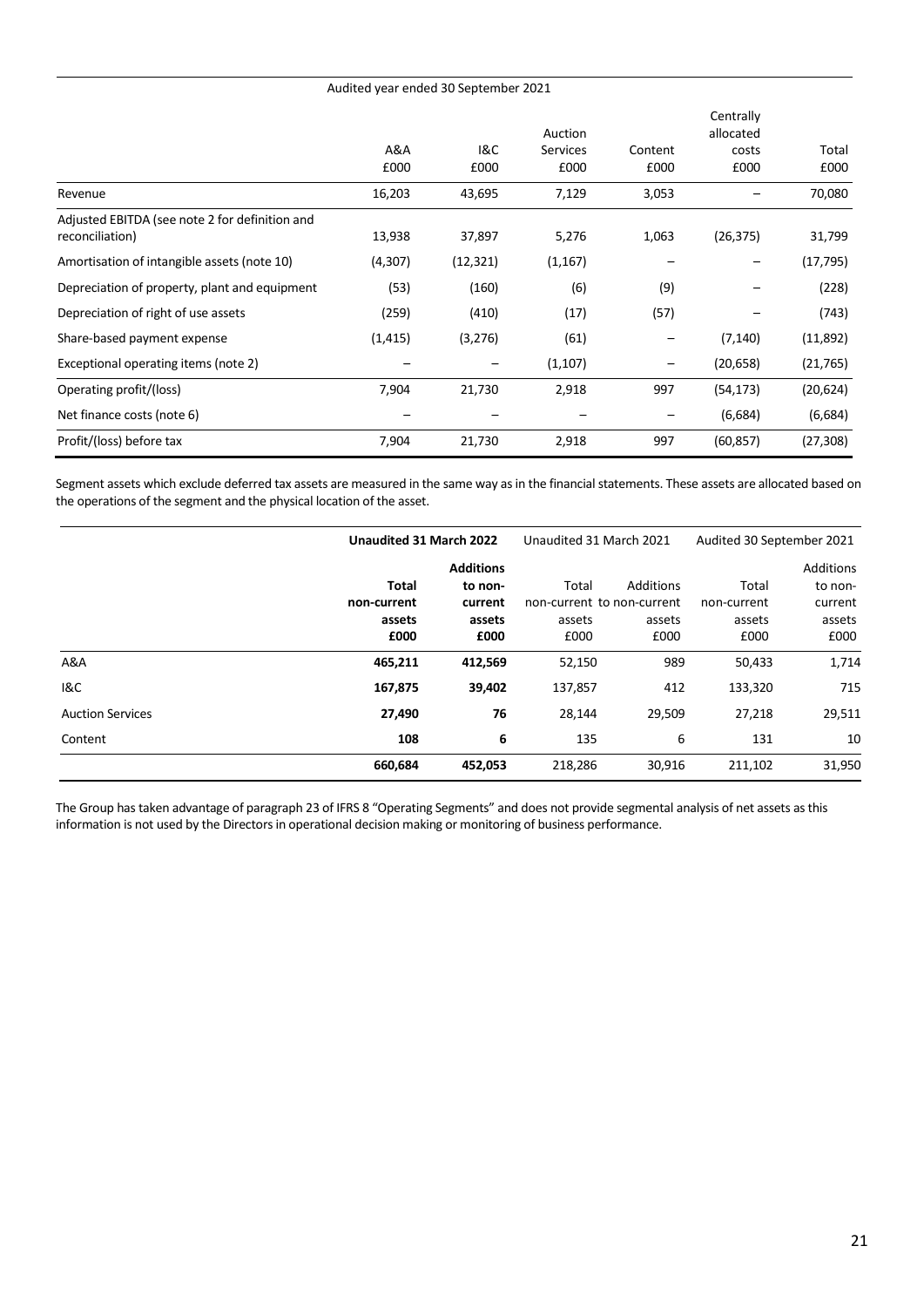| | Audited year ended 30 September 2021 | | | | | |
|---|---|---|---|---|---|---|
| | A&A £000 | I&C £000 | Auction Services £000 | Content £000 | Centrally allocated costs £000 | Total £000 |
| Revenue | 16,203 | 43,695 | 7,129 | 3,053 | – | 70,080 |
| Adjusted EBITDA (see note 2 for definition and reconciliation) | 13,938 | 37,897 | 5,276 | 1,063 | (26,375) | 31,799 |
| Amortisation of intangible assets (note 10) | (4,307) | (12,321) | (1,167) | – | – | (17,795) |
| Depreciation of property, plant and equipment | (53) | (160) | (6) | (9) | – | (228) |
| Depreciation of right of use assets | (259) | (410) | (17) | (57) | – | (743) |
| Share-based payment expense | (1,415) | (3,276) | (61) | – | (7,140) | (11,892) |
| Exceptional operating items (note 2) | – | – | (1,107) | – | (20,658) | (21,765) |
| Operating profit/(loss) | 7,904 | 21,730 | 2,918 | 997 | (54,173) | (20,624) |
| Net finance costs (note 6) | – | – | – | – | (6,684) | (6,684) |
| Profit/(loss) before tax | 7,904 | 21,730 | 2,918 | 997 | (60,857) | (27,308) |

Segment assets which exclude deferred tax assets are measured in the same way as in the financial statements. These assets are allocated based on the operations of the segment and the physical location of the asset.

| | **Unaudited 31 March 2022** | | Unaudited 31 March 2021 | | Audited 30 September 2021 | |
|---|---|---|---|---|---|---|
| | **Total non-current assets £000** | **Additions to non-current assets £000** | Total non-current assets £000 | Additions to non-current assets £000 | Total non-current assets £000 | Additions to non-current assets £000 |
| A&A | **465,211** | **412,569** | 52,150 | 989 | 50,433 | 1,714 |
| I&C | **167,875** | **39,402** | 137,857 | 412 | 133,320 | 715 |
| Auction Services | **27,490** | **76** | 28,144 | 29,509 | 27,218 | 29,511 |
| Content | **108** | **6** | 135 | 6 | 131 | 10 |
| | **660,684** | **452,053** | 218,286 | 30,916 | 211,102 | 31,950 |

The Group has taken advantage of paragraph 23 of IFRS 8 "Operating Segments" and does not provide segmental analysis of net assets as this information is not used by the Directors in operational decision making or monitoring of business performance.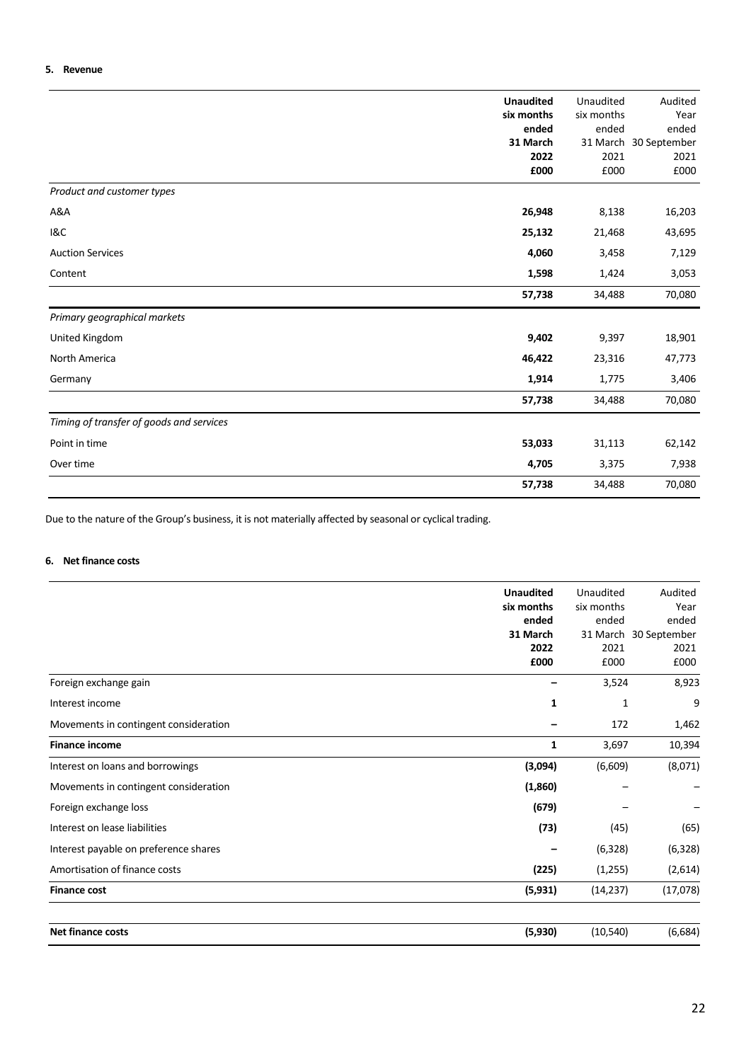**5. Revenue**

| | **Unaudited six months ended 31 March 2022 £000** | Unaudited six months ended 31 March 2021 £000 | Audited Year ended 30 September 2021 £000 |
|---|---|---|---|
| *Product and customer types* | | | |
| A&A | **26,948** | 8,138 | 16,203 |
| I&C | **25,132** | 21,468 | 43,695 |
| Auction Services | **4,060** | 3,458 | 7,129 |
| Content | **1,598** | 1,424 | 3,053 |
| | **57,738** | 34,488 | 70,080 |
| *Primary geographical markets* | | | |
| United Kingdom | **9,402** | 9,397 | 18,901 |
| North America | **46,422** | 23,316 | 47,773 |
| Germany | **1,914** | 1,775 | 3,406 |
| | **57,738** | 34,488 | 70,080 |
| *Timing of transfer of goods and services* | | | |
| Point in time | **53,033** | 31,113 | 62,142 |
| Over time | **4,705** | 3,375 | 7,938 |
| | **57,738** | 34,488 | 70,080 |

Due to the nature of the Group's business, it is not materially affected by seasonal or cyclical trading.

**6. Net finance costs**

| | **Unaudited six months ended 31 March 2022 £000** | Unaudited six months ended 31 March 2021 £000 | Audited Year ended 30 September 2021 £000 |
|---|---|---|---|
| Foreign exchange gain | **–** | 3,524 | 8,923 |
| Interest income | **1** | 1 | 9 |
| Movements in contingent consideration | **–** | 172 | 1,462 |
| **Finance income** | **1** | 3,697 | 10,394 |
| Interest on loans and borrowings | **(3,094)** | (6,609) | (8,071) |
| Movements in contingent consideration | **(1,860)** | – | – |
| Foreign exchange loss | **(679)** | – | – |
| Interest on lease liabilities | **(73)** | (45) | (65) |
| Interest payable on preference shares | **–** | (6,328) | (6,328) |
| Amortisation of finance costs | **(225)** | (1,255) | (2,614) |
| **Finance cost** | **(5,931)** | (14,237) | (17,078) |
| | | | |
| **Net finance costs** | **(5,930)** | (10,540) | (6,684) |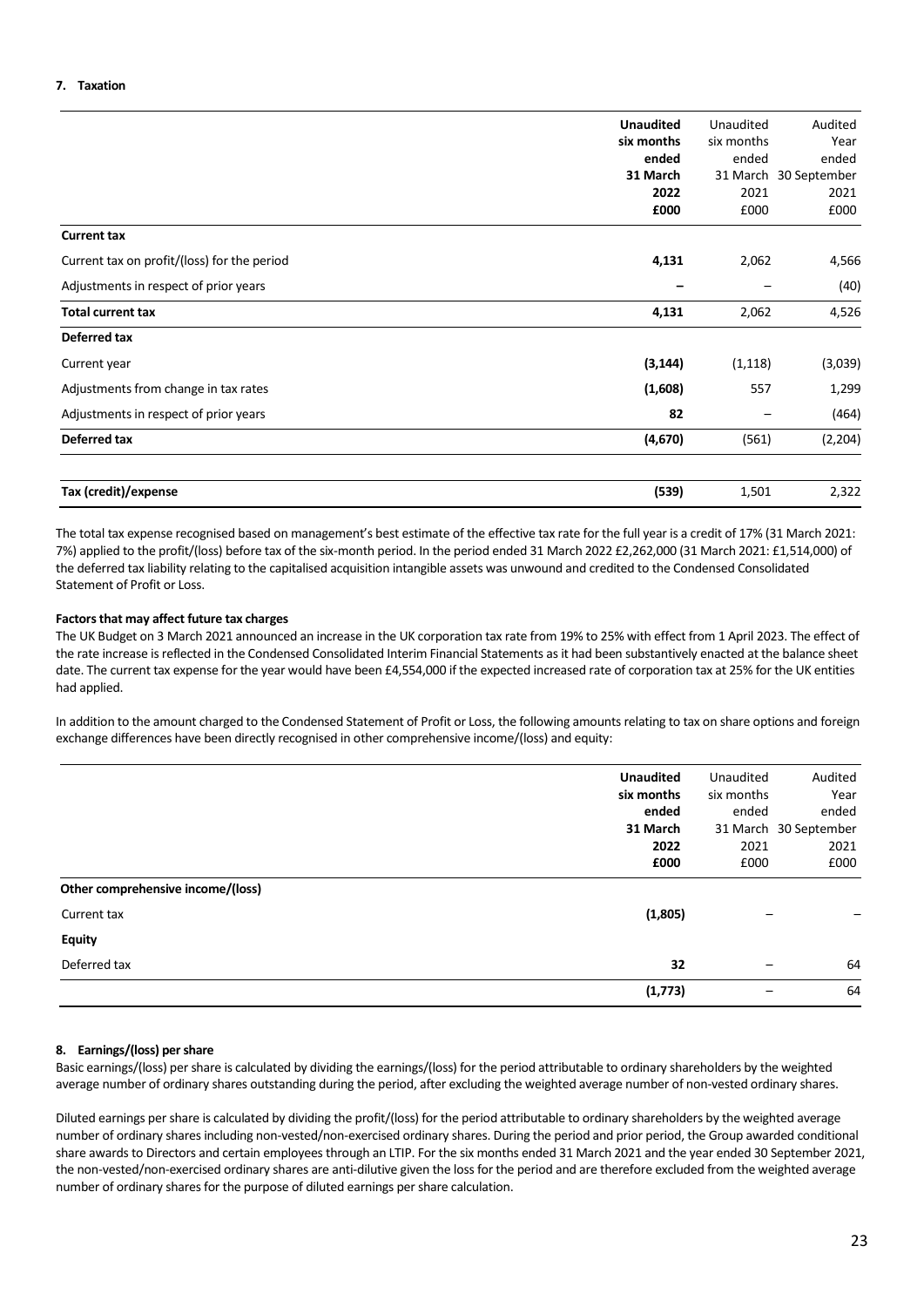**7. Taxation**

| | **Unaudited six months ended 31 March 2022 £000** | Unaudited six months ended 31 March 2021 £000 | Audited Year ended 30 September 2021 £000 |
|---|---|---|---|
| **Current tax** | | | |
| Current tax on profit/(loss) for the period | **4,131** | 2,062 | 4,566 |
| Adjustments in respect of prior years | **–** | – | (40) |
| **Total current tax** | **4,131** | 2,062 | 4,526 |
| **Deferred tax** | | | |
| Current year | **(3,144)** | (1,118) | (3,039) |
| Adjustments from change in tax rates | **(1,608)** | 557 | 1,299 |
| Adjustments in respect of prior years | **82** | – | (464) |
| **Deferred tax** | **(4,670)** | (561) | (2,204) |
| **Tax (credit)/expense** | **(539)** | 1,501 | 2,322 |

The total tax expense recognised based on management's best estimate of the effective tax rate for the full year is a credit of 17% (31 March 2021: 7%) applied to the profit/(loss) before tax of the six-month period. In the period ended 31 March 2022 £2,262,000 (31 March 2021: £1,514,000) of the deferred tax liability relating to the capitalised acquisition intangible assets was unwound and credited to the Condensed Consolidated Statement of Profit or Loss.

**Factors that may affect future tax charges**

The UK Budget on 3 March 2021 announced an increase in the UK corporation tax rate from 19% to 25% with effect from 1 April 2023. The effect of the rate increase is reflected in the Condensed Consolidated Interim Financial Statements as it had been substantively enacted at the balance sheet date. The current tax expense for the year would have been £4,554,000 if the expected increased rate of corporation tax at 25% for the UK entities had applied.

In addition to the amount charged to the Condensed Statement of Profit or Loss, the following amounts relating to tax on share options and foreign exchange differences have been directly recognised in other comprehensive income/(loss) and equity:

| | **Unaudited six months ended 31 March 2022 £000** | Unaudited six months ended 31 March 2021 £000 | Audited Year ended 30 September 2021 £000 |
|---|---|---|---|
| **Other comprehensive income/(loss)** | | | |
| Current tax | **(1,805)** | – | – |
| **Equity** | | | |
| Deferred tax | **32** | – | 64 |
| | **(1,773)** | – | 64 |

**8. Earnings/(loss) per share**

Basic earnings/(loss) per share is calculated by dividing the earnings/(loss) for the period attributable to ordinary shareholders by the weighted average number of ordinary shares outstanding during the period, after excluding the weighted average number of non-vested ordinary shares.

Diluted earnings per share is calculated by dividing the profit/(loss) for the period attributable to ordinary shareholders by the weighted average number of ordinary shares including non-vested/non-exercised ordinary shares. During the period and prior period, the Group awarded conditional share awards to Directors and certain employees through an LTIP. For the six months ended 31 March 2021 and the year ended 30 September 2021, the non-vested/non-exercised ordinary shares are anti-dilutive given the loss for the period and are therefore excluded from the weighted average number of ordinary shares for the purpose of diluted earnings per share calculation.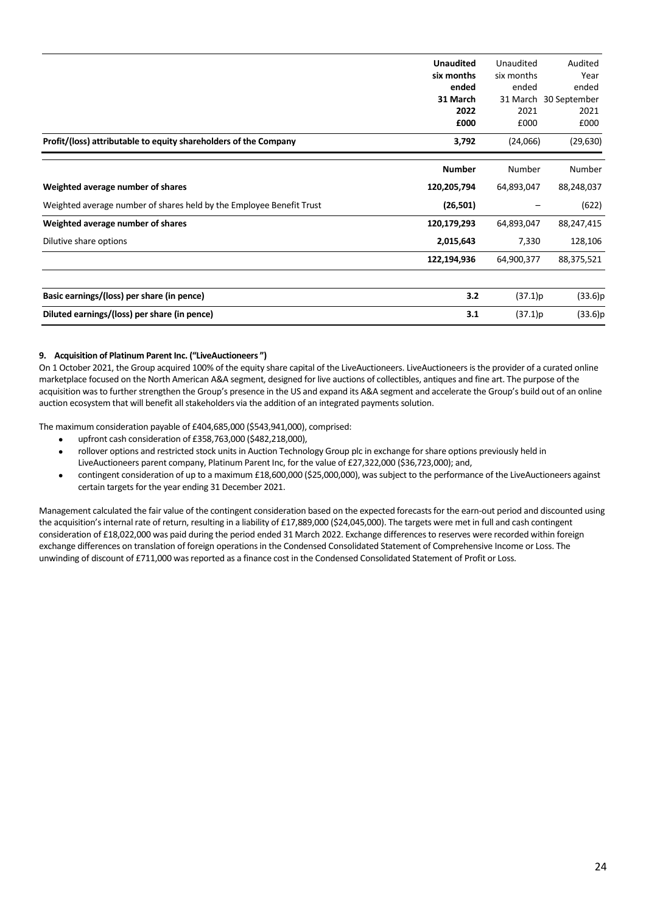| | Unaudited six months ended 31 March 2022 £000 | Unaudited six months ended 31 March 2021 £000 | Audited Year ended 30 September 2021 £000 |
|---|---|---|---|
| **Profit/(loss) attributable to equity shareholders of the Company** | **3,792** | (24,066) | (29,630) |
| | **Number** | Number | Number |
| **Weighted average number of shares** | **120,205,794** | 64,893,047 | 88,248,037 |
| Weighted average number of shares held by the Employee Benefit Trust | **(26,501)** | – | (622) |
| **Weighted average number of shares** | **120,179,293** | 64,893,047 | 88,247,415 |
| Dilutive share options | **2,015,643** | 7,330 | 128,106 |
| | **122,194,936** | 64,900,377 | 88,375,521 |
| **Basic earnings/(loss) per share (in pence)** | **3.2** | (37.1)p | (33.6)p |
| **Diluted earnings/(loss) per share (in pence)** | **3.1** | (37.1)p | (33.6)p |

**9. Acquisition of Platinum Parent Inc. ("LiveAuctioneers")**

On 1 October 2021, the Group acquired 100% of the equity share capital of the LiveAuctioneers. LiveAuctioneers is the provider of a curated online marketplace focused on the North American A&A segment, designed for live auctions of collectibles, antiques and fine art. The purpose of the acquisition was to further strengthen the Group's presence in the US and expand its A&A segment and accelerate the Group's build out of an online auction ecosystem that will benefit all stakeholders via the addition of an integrated payments solution.

The maximum consideration payable of £404,685,000 ($543,941,000), comprised:

- upfront cash consideration of £358,763,000 ($482,218,000),
- rollover options and restricted stock units in Auction Technology Group plc in exchange for share options previously held in LiveAuctioneers parent company, Platinum Parent Inc, for the value of £27,322,000 ($36,723,000); and,
- contingent consideration of up to a maximum £18,600,000 ($25,000,000), was subject to the performance of the LiveAuctioneers against certain targets for the year ending 31 December 2021.

Management calculated the fair value of the contingent consideration based on the expected forecasts for the earn-out period and discounted using the acquisition's internal rate of return, resulting in a liability of £17,889,000 ($24,045,000). The targets were met in full and cash contingent consideration of £18,022,000 was paid during the period ended 31 March 2022. Exchange differences to reserves were recorded within foreign exchange differences on translation of foreign operations in the Condensed Consolidated Statement of Comprehensive Income or Loss. The unwinding of discount of £711,000 was reported as a finance cost in the Condensed Consolidated Statement of Profit or Loss.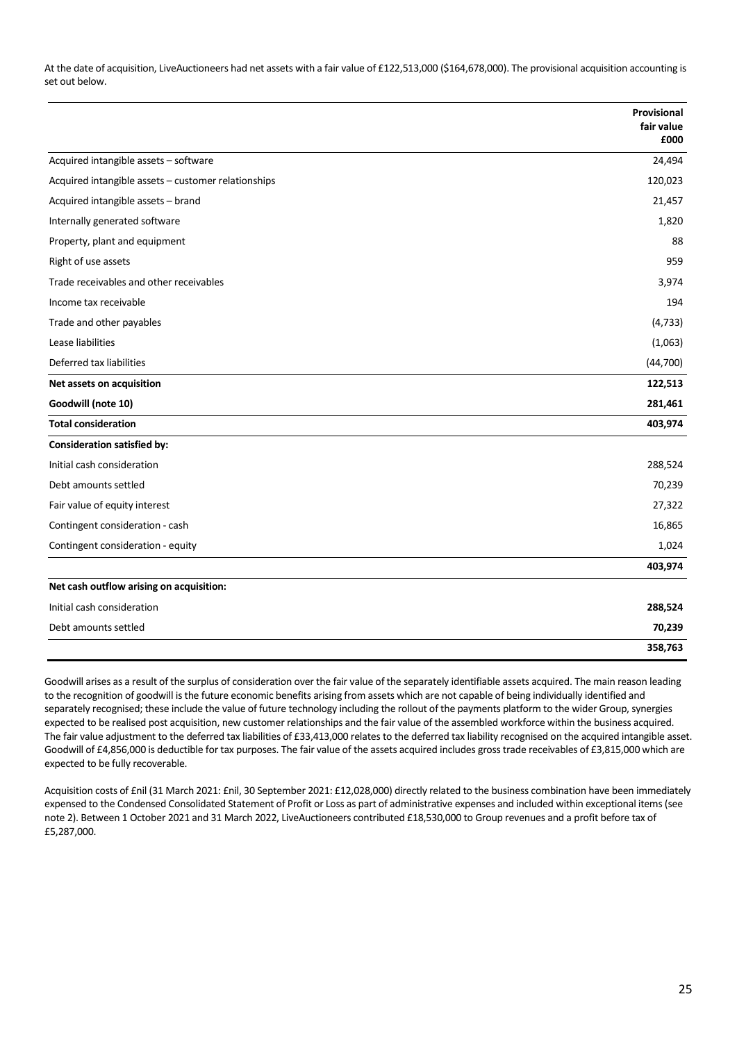At the date of acquisition, LiveAuctioneers had net assets with a fair value of £122,513,000 ($164,678,000). The provisional acquisition accounting is set out below.

| | Provisional fair value £000 |
|---|---|
| Acquired intangible assets – software | 24,494 |
| Acquired intangible assets – customer relationships | 120,023 |
| Acquired intangible assets – brand | 21,457 |
| Internally generated software | 1,820 |
| Property, plant and equipment | 88 |
| Right of use assets | 959 |
| Trade receivables and other receivables | 3,974 |
| Income tax receivable | 194 |
| Trade and other payables | (4,733) |
| Lease liabilities | (1,063) |
| Deferred tax liabilities | (44,700) |
| **Net assets on acquisition** | **122,513** |
| **Goodwill (note 10)** | **281,461** |
| **Total consideration** | **403,974** |
| **Consideration satisfied by:** | |
| Initial cash consideration | 288,524 |
| Debt amounts settled | 70,239 |
| Fair value of equity interest | 27,322 |
| Contingent consideration - cash | 16,865 |
| Contingent consideration - equity | 1,024 |
| | **403,974** |
| **Net cash outflow arising on acquisition:** | |
| Initial cash consideration | **288,524** |
| Debt amounts settled | **70,239** |
| | **358,763** |

Goodwill arises as a result of the surplus of consideration over the fair value of the separately identifiable assets acquired. The main reason leading to the recognition of goodwill is the future economic benefits arising from assets which are not capable of being individually identified and separately recognised; these include the value of future technology including the rollout of the payments platform to the wider Group, synergies expected to be realised post acquisition, new customer relationships and the fair value of the assembled workforce within the business acquired. The fair value adjustment to the deferred tax liabilities of £33,413,000 relates to the deferred tax liability recognised on the acquired intangible asset. Goodwill of £4,856,000 is deductible for tax purposes. The fair value of the assets acquired includes gross trade receivables of £3,815,000 which are expected to be fully recoverable.

Acquisition costs of £nil (31 March 2021: £nil, 30 September 2021: £12,028,000) directly related to the business combination have been immediately expensed to the Condensed Consolidated Statement of Profit or Loss as part of administrative expenses and included within exceptional items (see note 2). Between 1 October 2021 and 31 March 2022, LiveAuctioneers contributed £18,530,000 to Group revenues and a profit before tax of £5,287,000.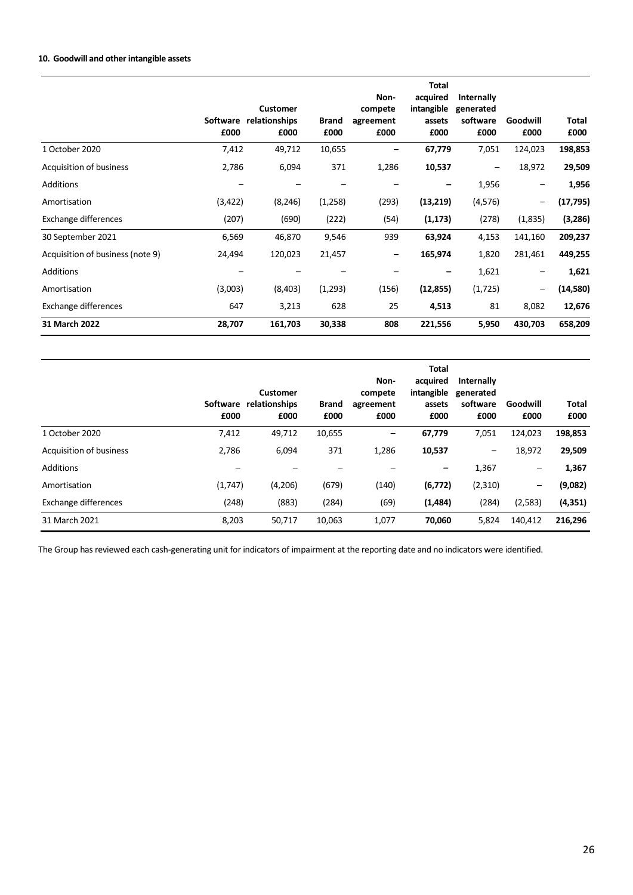**10. Goodwill and other intangible assets**

| | Software £000 | Customer relationships £000 | Brand £000 | Non-compete agreement £000 | Total acquired intangible assets £000 | Internally generated software £000 | Goodwill £000 | Total £000 |
|---|---|---|---|---|---|---|---|---|
| 1 October 2020 | 7,412 | 49,712 | 10,655 | – | **67,779** | 7,051 | 124,023 | **198,853** |
| Acquisition of business | 2,786 | 6,094 | 371 | 1,286 | **10,537** | – | 18,972 | **29,509** |
| Additions | – | – | – | – | **–** | 1,956 | – | **1,956** |
| Amortisation | (3,422) | (8,246) | (1,258) | (293) | **(13,219)** | (4,576) | – | **(17,795)** |
| Exchange differences | (207) | (690) | (222) | (54) | **(1,173)** | (278) | (1,835) | **(3,286)** |
| 30 September 2021 | 6,569 | 46,870 | 9,546 | 939 | **63,924** | 4,153 | 141,160 | **209,237** |
| Acquisition of business (note 9) | 24,494 | 120,023 | 21,457 | – | **165,974** | 1,820 | 281,461 | **449,255** |
| Additions | – | – | – | – | **–** | 1,621 | – | **1,621** |
| Amortisation | (3,003) | (8,403) | (1,293) | (156) | **(12,855)** | (1,725) | – | **(14,580)** |
| Exchange differences | 647 | 3,213 | 628 | 25 | **4,513** | 81 | 8,082 | **12,676** |
| **31 March 2022** | **28,707** | **161,703** | **30,338** | **808** | **221,556** | **5,950** | **430,703** | **658,209** |

| | Software £000 | Customer relationships £000 | Brand £000 | Non-compete agreement £000 | Total acquired intangible assets £000 | Internally generated software £000 | Goodwill £000 | Total £000 |
|---|---|---|---|---|---|---|---|---|
| 1 October 2020 | 7,412 | 49,712 | 10,655 | – | **67,779** | 7,051 | 124,023 | **198,853** |
| Acquisition of business | 2,786 | 6,094 | 371 | 1,286 | **10,537** | – | 18,972 | **29,509** |
| Additions | – | – | – | – | **–** | 1,367 | – | **1,367** |
| Amortisation | (1,747) | (4,206) | (679) | (140) | **(6,772)** | (2,310) | – | **(9,082)** |
| Exchange differences | (248) | (883) | (284) | (69) | **(1,484)** | (284) | (2,583) | **(4,351)** |
| 31 March 2021 | 8,203 | 50,717 | 10,063 | 1,077 | **70,060** | 5,824 | 140,412 | **216,296** |

The Group has reviewed each cash-generating unit for indicators of impairment at the reporting date and no indicators were identified.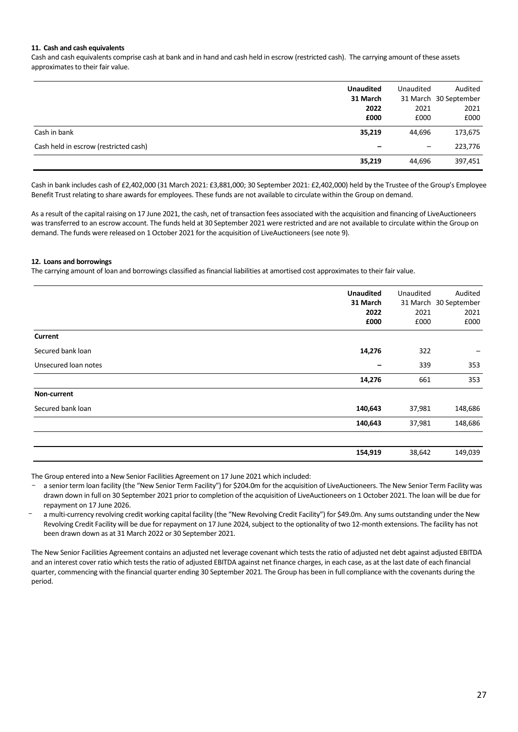### 11. Cash and cash equivalents

Cash and cash equivalents comprise cash at bank and in hand and cash held in escrow (restricted cash). The carrying amount of these assets approximates to their fair value.

| | **Unaudited 31 March 2022 £000** | Unaudited 31 March 2021 £000 | Audited 30 September 2021 £000 |
|---|---|---|---|
| Cash in bank | **35,219** | 44,696 | 173,675 |
| Cash held in escrow (restricted cash) | **–** | – | 223,776 |
| | **35,219** | 44,696 | 397,451 |

Cash in bank includes cash of £2,402,000 (31 March 2021: £3,881,000; 30 September 2021: £2,402,000) held by the Trustee of the Group's Employee Benefit Trust relating to share awards for employees. These funds are not available to circulate within the Group on demand.

As a result of the capital raising on 17 June 2021, the cash, net of transaction fees associated with the acquisition and financing of LiveAuctioneers was transferred to an escrow account. The funds held at 30 September 2021 were restricted and are not available to circulate within the Group on demand. The funds were released on 1 October 2021 for the acquisition of LiveAuctioneers (see note 9).

### 12. Loans and borrowings

The carrying amount of loan and borrowings classified as financial liabilities at amortised cost approximates to their fair value.

| | **Unaudited 31 March 2022 £000** | Unaudited 31 March 2021 £000 | Audited 30 September 2021 £000 |
|---|---|---|---|
| **Current** | | | |
| Secured bank loan | **14,276** | 322 | – |
| Unsecured loan notes | **–** | 339 | 353 |
| | **14,276** | 661 | 353 |
| **Non-current** | | | |
| Secured bank loan | **140,643** | 37,981 | 148,686 |
| | **140,643** | 37,981 | 148,686 |
| | **154,919** | 38,642 | 149,039 |

The Group entered into a New Senior Facilities Agreement on 17 June 2021 which included:

- a senior term loan facility (the "New Senior Term Facility") for $204.0m for the acquisition of LiveAuctioneers. The New Senior Term Facility was drawn down in full on 30 September 2021 prior to completion of the acquisition of LiveAuctioneers on 1 October 2021. The loan will be due for repayment on 17 June 2026.
- a multi-currency revolving credit working capital facility (the "New Revolving Credit Facility") for $49.0m. Any sums outstanding under the New Revolving Credit Facility will be due for repayment on 17 June 2024, subject to the optionality of two 12-month extensions. The facility has not been drawn down as at 31 March 2022 or 30 September 2021.

The New Senior Facilities Agreement contains an adjusted net leverage covenant which tests the ratio of adjusted net debt against adjusted EBITDA and an interest cover ratio which tests the ratio of adjusted EBITDA against net finance charges, in each case, as at the last date of each financial quarter, commencing with the financial quarter ending 30 September 2021. The Group has been in full compliance with the covenants during the period.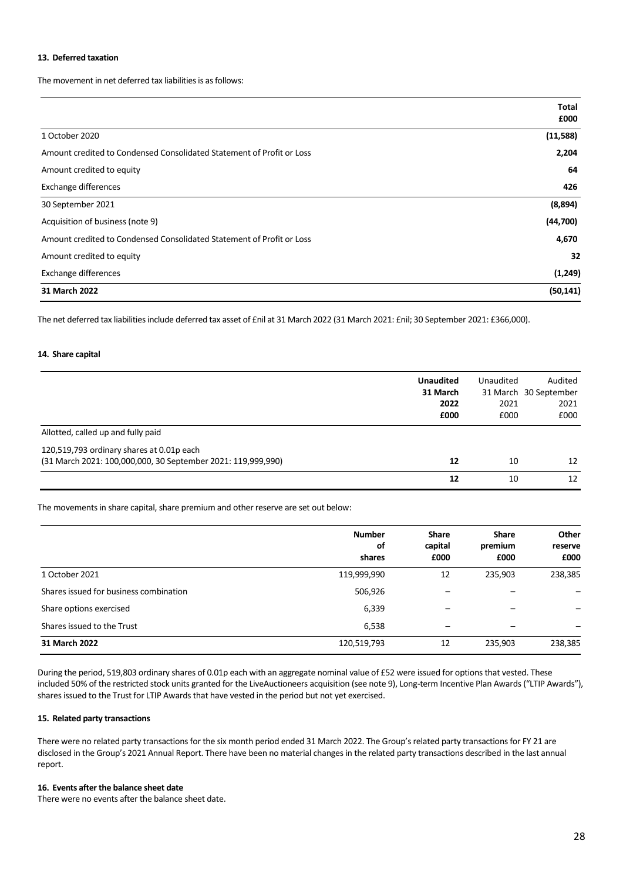### 13. Deferred taxation

The movement in net deferred tax liabilities is as follows:

| | Total £000 |
|---|---|
| 1 October 2020 | (11,588) |
| Amount credited to Condensed Consolidated Statement of Profit or Loss | 2,204 |
| Amount credited to equity | 64 |
| Exchange differences | 426 |
| 30 September 2021 | (8,894) |
| Acquisition of business (note 9) | (44,700) |
| Amount credited to Condensed Consolidated Statement of Profit or Loss | 4,670 |
| Amount credited to equity | 32 |
| Exchange differences | (1,249) |
| **31 March 2022** | **(50,141)** |

The net deferred tax liabilities include deferred tax asset of £nil at 31 March 2022 (31 March 2021: £nil; 30 September 2021: £366,000).

### 14. Share capital

| | **Unaudited 31 March 2022 £000** | Unaudited 31 March 2021 £000 | Audited 30 September 2021 £000 |
|---|---|---|---|
| Allotted, called up and fully paid | | | |
| 120,519,793 ordinary shares at 0.01p each (31 March 2021: 100,000,000, 30 September 2021: 119,999,990) | **12** | 10 | 12 |
| | **12** | 10 | 12 |

The movements in share capital, share premium and other reserve are set out below:

| | Number of shares | Share capital £000 | Share premium £000 | Other reserve £000 |
|---|---|---|---|---|
| 1 October 2021 | 119,999,990 | 12 | 235,903 | 238,385 |
| Shares issued for business combination | 506,926 | – | – | – |
| Share options exercised | 6,339 | – | – | – |
| Shares issued to the Trust | 6,538 | – | – | – |
| **31 March 2022** | 120,519,793 | 12 | 235,903 | 238,385 |

During the period, 519,803 ordinary shares of 0.01p each with an aggregate nominal value of £52 were issued for options that vested. These included 50% of the restricted stock units granted for the LiveAuctioneers acquisition (see note 9), Long-term Incentive Plan Awards ("LTIP Awards"), shares issued to the Trust for LTIP Awards that have vested in the period but not yet exercised.

### 15. Related party transactions

There were no related party transactions for the six month period ended 31 March 2022. The Group's related party transactions for FY 21 are disclosed in the Group's 2021 Annual Report. There have been no material changes in the related party transactions described in the last annual report.

### 16. Events after the balance sheet date

There were no events after the balance sheet date.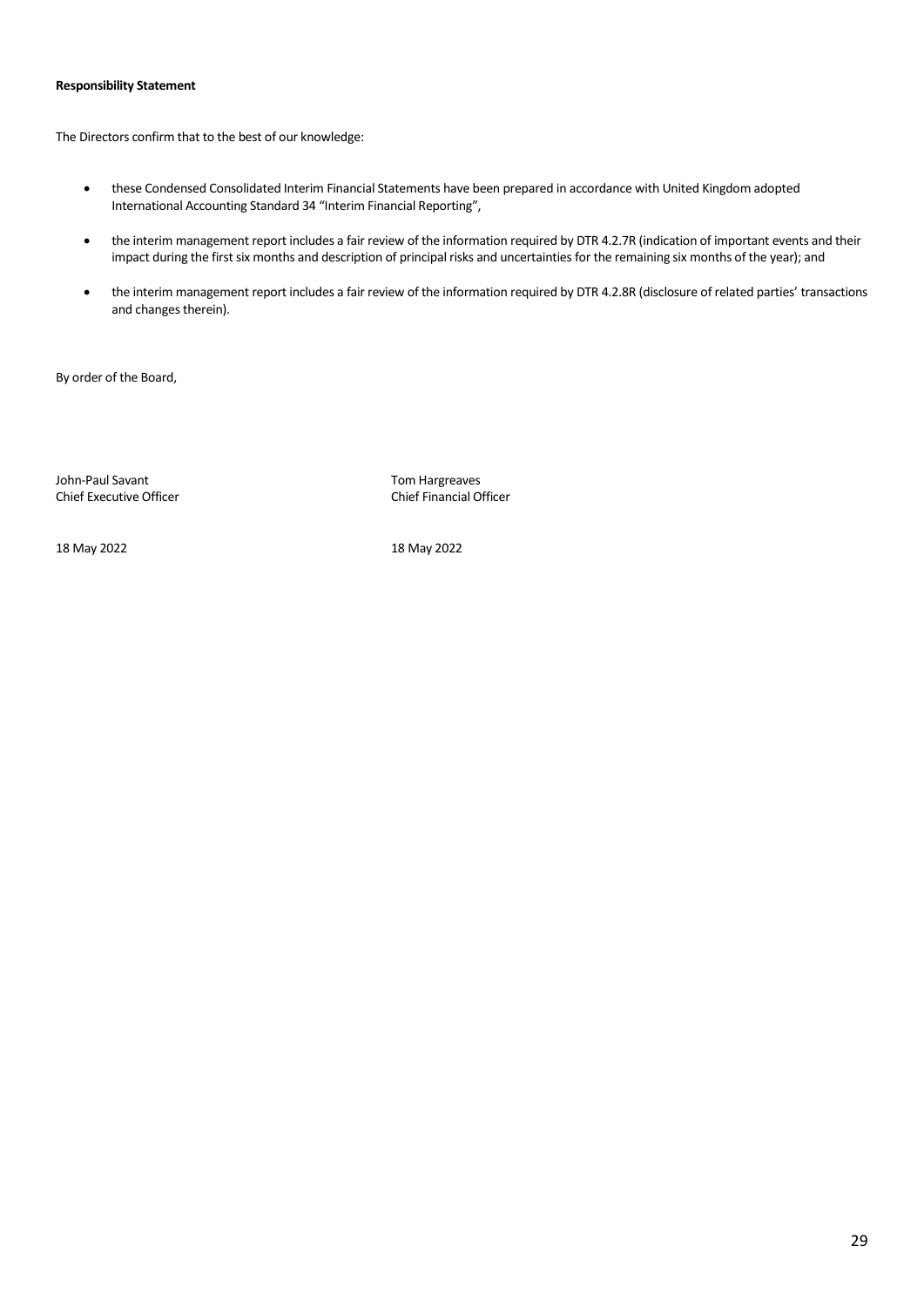**Responsibility Statement**

The Directors confirm that to the best of our knowledge:

- these Condensed Consolidated Interim Financial Statements have been prepared in accordance with United Kingdom adopted International Accounting Standard 34 "Interim Financial Reporting",
- the interim management report includes a fair review of the information required by DTR 4.2.7R (indication of important events and their impact during the first six months and description of principal risks and uncertainties for the remaining six months of the year); and
- the interim management report includes a fair review of the information required by DTR 4.2.8R (disclosure of related parties' transactions and changes therein).

By order of the Board,

John-Paul Savant
Chief Executive Officer

18 May 2022

Tom Hargreaves
Chief Financial Officer

18 May 2022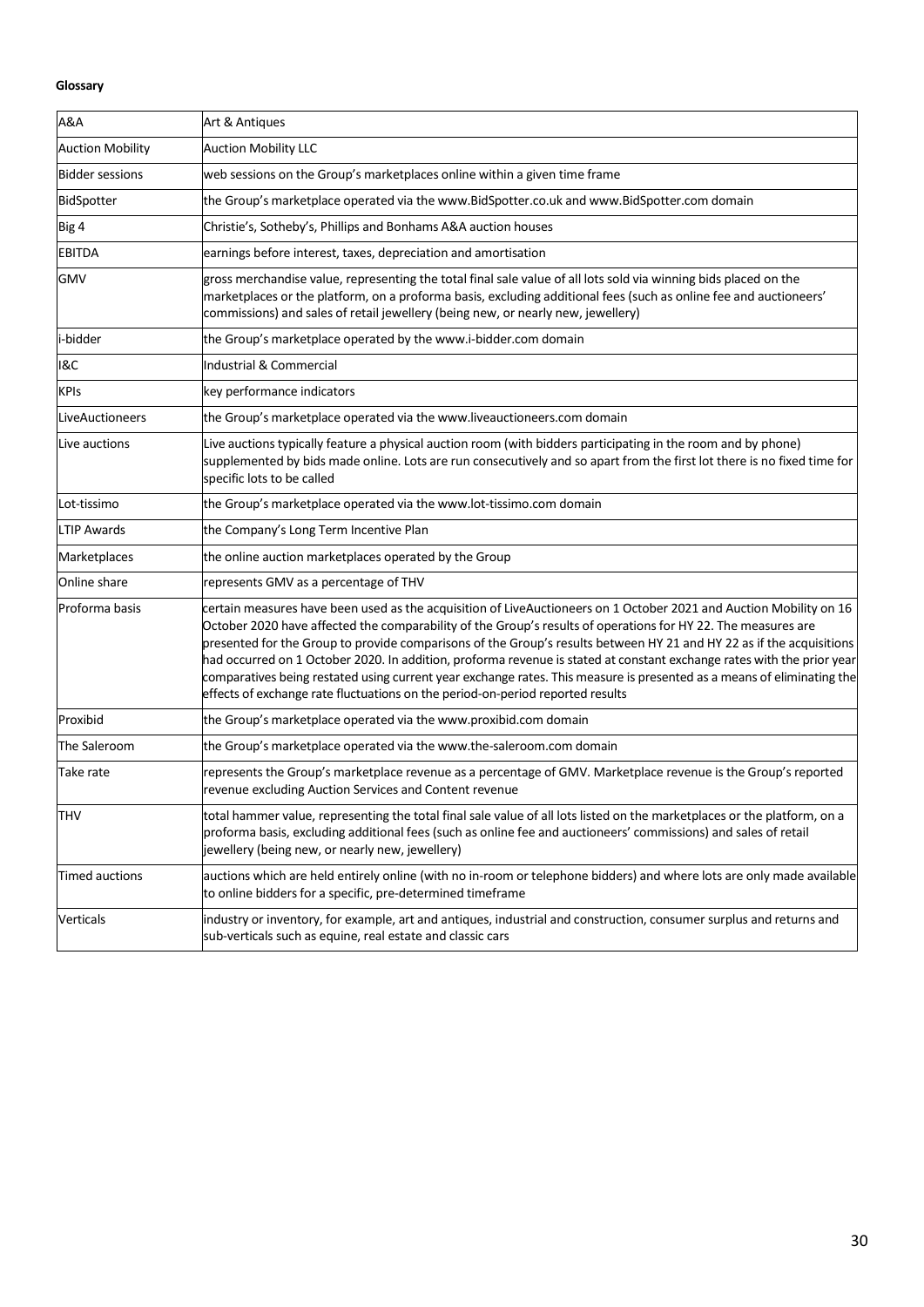**Glossary**

| | |
|---|---|
| A&A | Art & Antiques |
| Auction Mobility | Auction Mobility LLC |
| Bidder sessions | web sessions on the Group's marketplaces online within a given time frame |
| BidSpotter | the Group's marketplace operated via the www.BidSpotter.co.uk and www.BidSpotter.com domain |
| Big 4 | Christie's, Sotheby's, Phillips and Bonhams A&A auction houses |
| EBITDA | earnings before interest, taxes, depreciation and amortisation |
| GMV | gross merchandise value, representing the total final sale value of all lots sold via winning bids placed on the marketplaces or the platform, on a proforma basis, excluding additional fees (such as online fee and auctioneers' commissions) and sales of retail jewellery (being new, or nearly new, jewellery) |
| i-bidder | the Group's marketplace operated by the www.i-bidder.com domain |
| I&C | Industrial & Commercial |
| KPIs | key performance indicators |
| LiveAuctioneers | the Group's marketplace operated via the www.liveauctioneers.com domain |
| Live auctions | Live auctions typically feature a physical auction room (with bidders participating in the room and by phone) supplemented by bids made online. Lots are run consecutively and so apart from the first lot there is no fixed time for specific lots to be called |
| Lot-tissimo | the Group's marketplace operated via the www.lot-tissimo.com domain |
| LTIP Awards | the Company's Long Term Incentive Plan |
| Marketplaces | the online auction marketplaces operated by the Group |
| Online share | represents GMV as a percentage of THV |
| Proforma basis | certain measures have been used as the acquisition of LiveAuctioneers on 1 October 2021 and Auction Mobility on 16 October 2020 have affected the comparability of the Group's results of operations for HY 22. The measures are presented for the Group to provide comparisons of the Group's results between HY 21 and HY 22 as if the acquisitions had occurred on 1 October 2020. In addition, proforma revenue is stated at constant exchange rates with the prior year comparatives being restated using current year exchange rates. This measure is presented as a means of eliminating the effects of exchange rate fluctuations on the period-on-period reported results |
| Proxibid | the Group's marketplace operated via the www.proxibid.com domain |
| The Saleroom | the Group's marketplace operated via the www.the-saleroom.com domain |
| Take rate | represents the Group's marketplace revenue as a percentage of GMV. Marketplace revenue is the Group's reported revenue excluding Auction Services and Content revenue |
| THV | total hammer value, representing the total final sale value of all lots listed on the marketplaces or the platform, on a proforma basis, excluding additional fees (such as online fee and auctioneers' commissions) and sales of retail jewellery (being new, or nearly new, jewellery) |
| Timed auctions | auctions which are held entirely online (with no in-room or telephone bidders) and where lots are only made available to online bidders for a specific, pre-determined timeframe |
| Verticals | industry or inventory, for example, art and antiques, industrial and construction, consumer surplus and returns and sub-verticals such as equine, real estate and classic cars |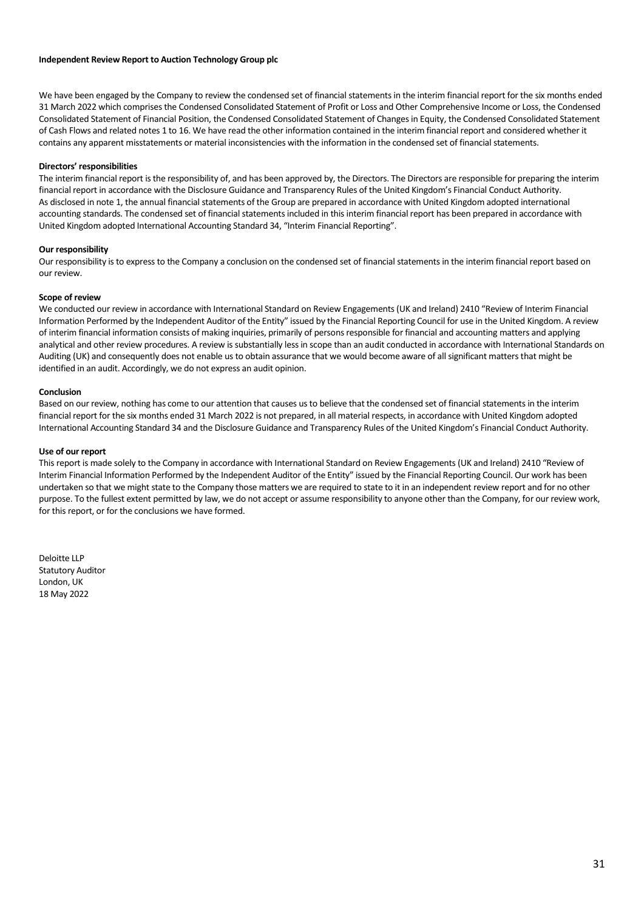**Independent Review Report to Auction Technology Group plc**

We have been engaged by the Company to review the condensed set of financial statements in the interim financial report for the six months ended 31 March 2022 which comprises the Condensed Consolidated Statement of Profit or Loss and Other Comprehensive Income or Loss, the Condensed Consolidated Statement of Financial Position, the Condensed Consolidated Statement of Changes in Equity, the Condensed Consolidated Statement of Cash Flows and related notes 1 to 16. We have read the other information contained in the interim financial report and considered whether it contains any apparent misstatements or material inconsistencies with the information in the condensed set of financial statements.

**Directors' responsibilities**

The interim financial report is the responsibility of, and has been approved by, the Directors. The Directors are responsible for preparing the interim financial report in accordance with the Disclosure Guidance and Transparency Rules of the United Kingdom's Financial Conduct Authority.
As disclosed in note 1, the annual financial statements of the Group are prepared in accordance with United Kingdom adopted international accounting standards. The condensed set of financial statements included in this interim financial report has been prepared in accordance with United Kingdom adopted International Accounting Standard 34, "Interim Financial Reporting".

**Our responsibility**

Our responsibility is to express to the Company a conclusion on the condensed set of financial statements in the interim financial report based on our review.

**Scope of review**

We conducted our review in accordance with International Standard on Review Engagements (UK and Ireland) 2410 "Review of Interim Financial Information Performed by the Independent Auditor of the Entity" issued by the Financial Reporting Council for use in the United Kingdom. A review of interim financial information consists of making inquiries, primarily of persons responsible for financial and accounting matters and applying analytical and other review procedures. A review is substantially less in scope than an audit conducted in accordance with International Standards on Auditing (UK) and consequently does not enable us to obtain assurance that we would become aware of all significant matters that might be identified in an audit. Accordingly, we do not express an audit opinion.

**Conclusion**

Based on our review, nothing has come to our attention that causes us to believe that the condensed set of financial statements in the interim financial report for the six months ended 31 March 2022 is not prepared, in all material respects, in accordance with United Kingdom adopted International Accounting Standard 34 and the Disclosure Guidance and Transparency Rules of the United Kingdom's Financial Conduct Authority.

**Use of our report**

This report is made solely to the Company in accordance with International Standard on Review Engagements (UK and Ireland) 2410 "Review of Interim Financial Information Performed by the Independent Auditor of the Entity" issued by the Financial Reporting Council. Our work has been undertaken so that we might state to the Company those matters we are required to state to it in an independent review report and for no other purpose. To the fullest extent permitted by law, we do not accept or assume responsibility to anyone other than the Company, for our review work, for this report, or for the conclusions we have formed.

Deloitte LLP
Statutory Auditor
London, UK
18 May 2022